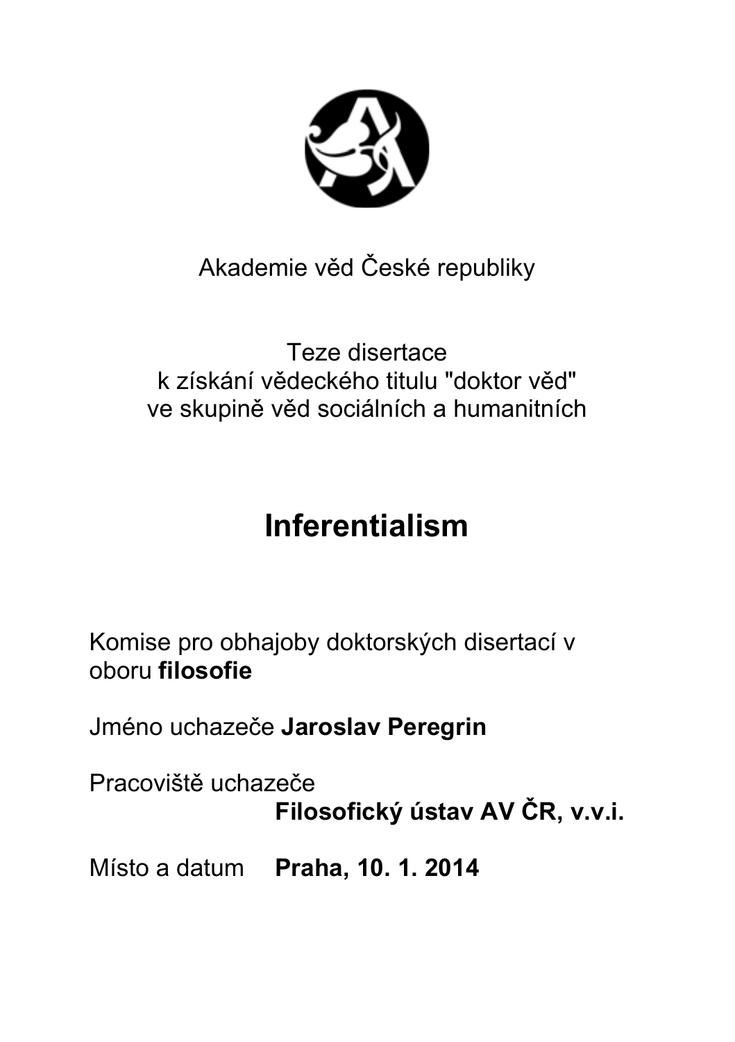Akademie věd České republiky

Teze disertace
k získání vědeckého titulu "doktor věd"
ve skupině věd sociálních a humanitních

# Inferentialism

Komise pro obhajoby doktorských disertací v oboru **filosofie**

Jméno uchazeče **Jaroslav Peregrin**

Pracoviště uchazeče **Filosofický ústav AV ČR, v.v.i.**

Místo a datum **Praha, 10. 1. 2014**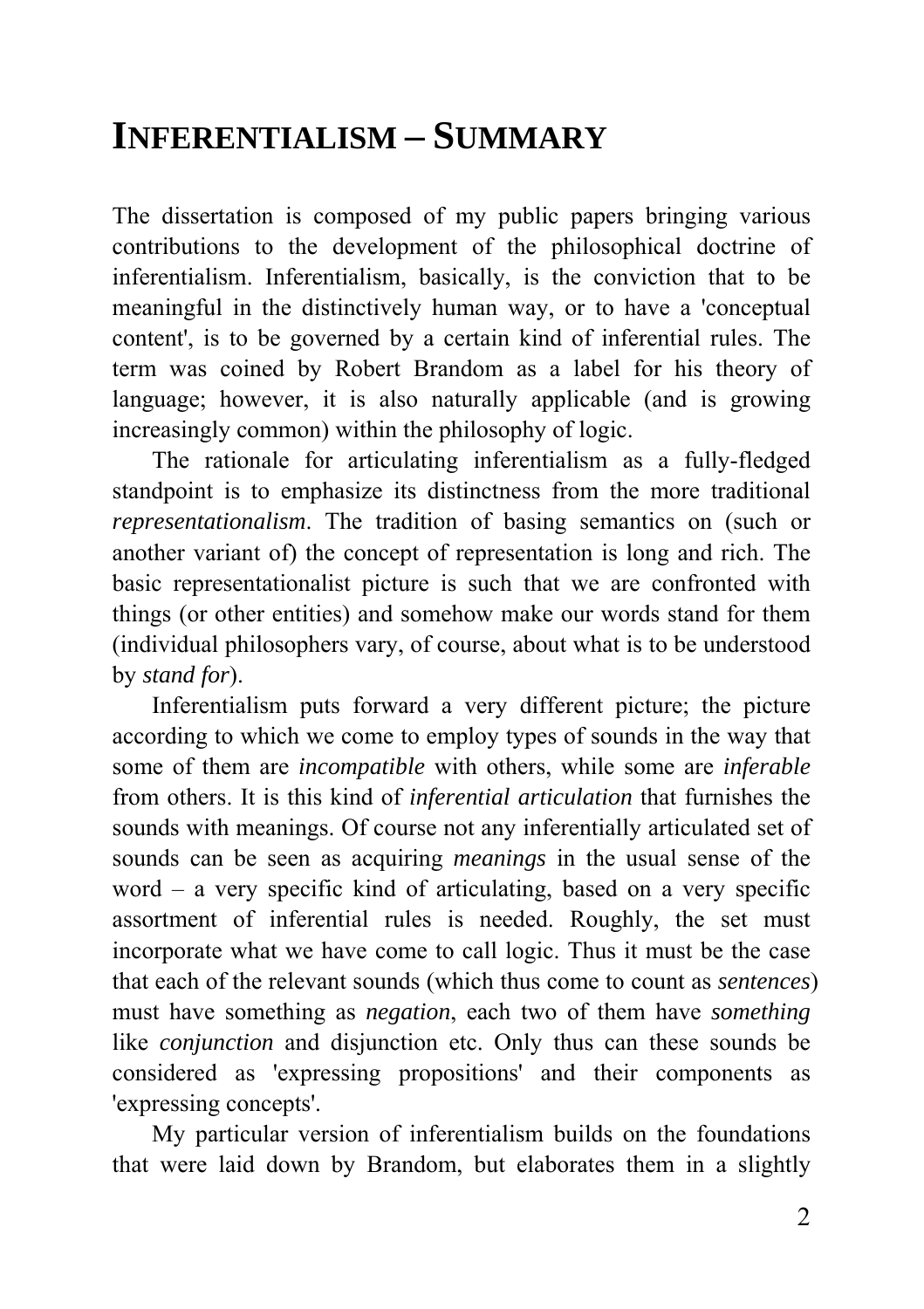# INFERENTIALISM – SUMMARY

The dissertation is composed of my public papers bringing various contributions to the development of the philosophical doctrine of inferentialism. Inferentialism, basically, is the conviction that to be meaningful in the distinctively human way, or to have a 'conceptual content', is to be governed by a certain kind of inferential rules. The term was coined by Robert Brandom as a label for his theory of language; however, it is also naturally applicable (and is growing increasingly common) within the philosophy of logic.

The rationale for articulating inferentialism as a fully-fledged standpoint is to emphasize its distinctness from the more traditional *representationalism*. The tradition of basing semantics on (such or another variant of) the concept of representation is long and rich. The basic representationalist picture is such that we are confronted with things (or other entities) and somehow make our words stand for them (individual philosophers vary, of course, about what is to be understood by *stand for*).

Inferentialism puts forward a very different picture; the picture according to which we come to employ types of sounds in the way that some of them are *incompatible* with others, while some are *inferable* from others. It is this kind of *inferential articulation* that furnishes the sounds with meanings. Of course not any inferentially articulated set of sounds can be seen as acquiring *meanings* in the usual sense of the word – a very specific kind of articulating, based on a very specific assortment of inferential rules is needed. Roughly, the set must incorporate what we have come to call logic. Thus it must be the case that each of the relevant sounds (which thus come to count as *sentences*) must have something as *negation*, each two of them have *something* like *conjunction* and disjunction etc. Only thus can these sounds be considered as 'expressing propositions' and their components as 'expressing concepts'.

My particular version of inferentialism builds on the foundations that were laid down by Brandom, but elaborates them in a slightly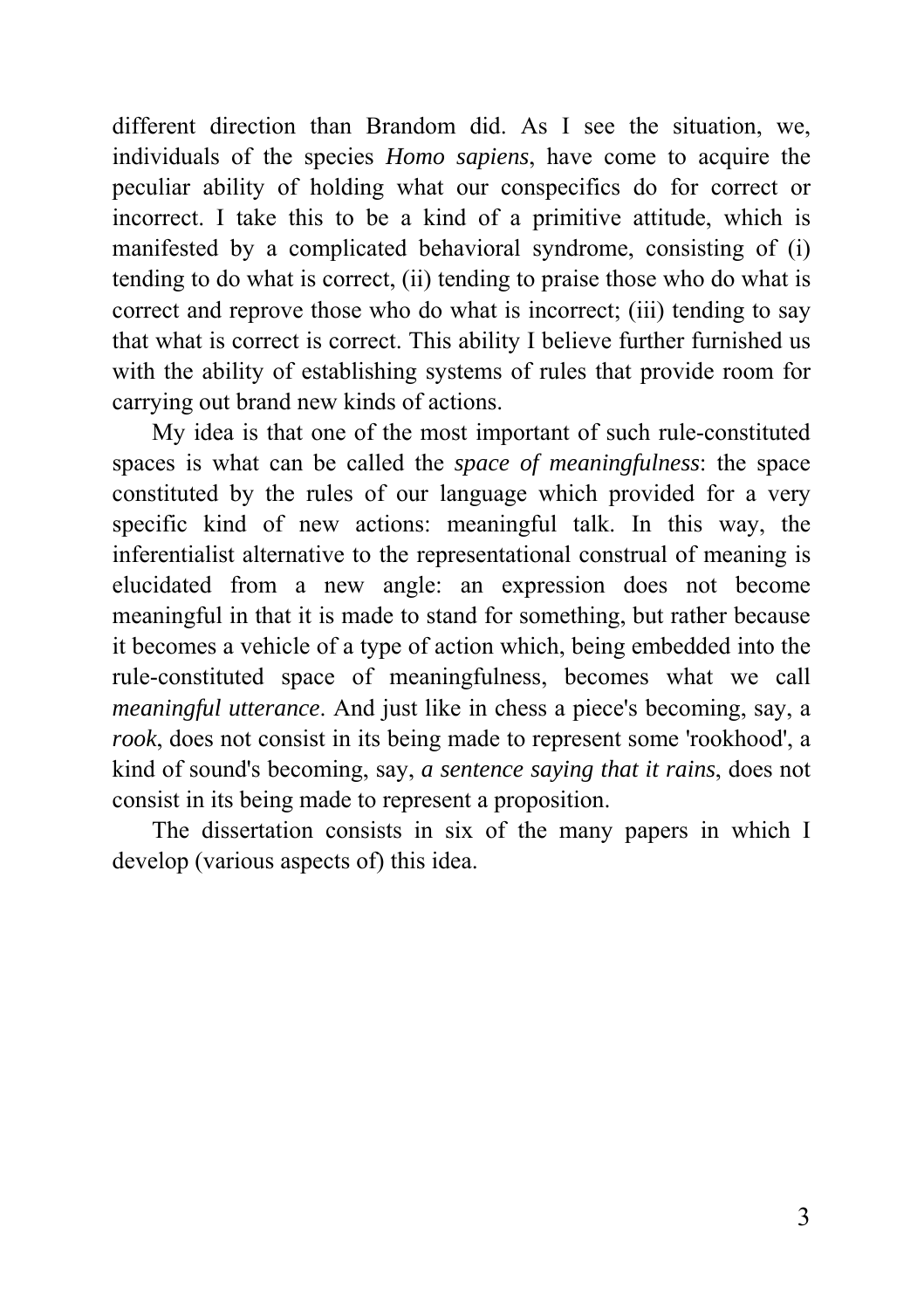different direction than Brandom did. As I see the situation, we, individuals of the species *Homo sapiens*, have come to acquire the peculiar ability of holding what our conspecifics do for correct or incorrect. I take this to be a kind of a primitive attitude, which is manifested by a complicated behavioral syndrome, consisting of (i) tending to do what is correct, (ii) tending to praise those who do what is correct and reprove those who do what is incorrect; (iii) tending to say that what is correct is correct. This ability I believe further furnished us with the ability of establishing systems of rules that provide room for carrying out brand new kinds of actions.

My idea is that one of the most important of such rule-constituted spaces is what can be called the *space of meaningfulness*: the space constituted by the rules of our language which provided for a very specific kind of new actions: meaningful talk. In this way, the inferentialist alternative to the representational construal of meaning is elucidated from a new angle: an expression does not become meaningful in that it is made to stand for something, but rather because it becomes a vehicle of a type of action which, being embedded into the rule-constituted space of meaningfulness, becomes what we call *meaningful utterance*. And just like in chess a piece's becoming, say, a *rook*, does not consist in its being made to represent some 'rookhood', a kind of sound's becoming, say, *a sentence saying that it rains*, does not consist in its being made to represent a proposition.

The dissertation consists in six of the many papers in which I develop (various aspects of) this idea.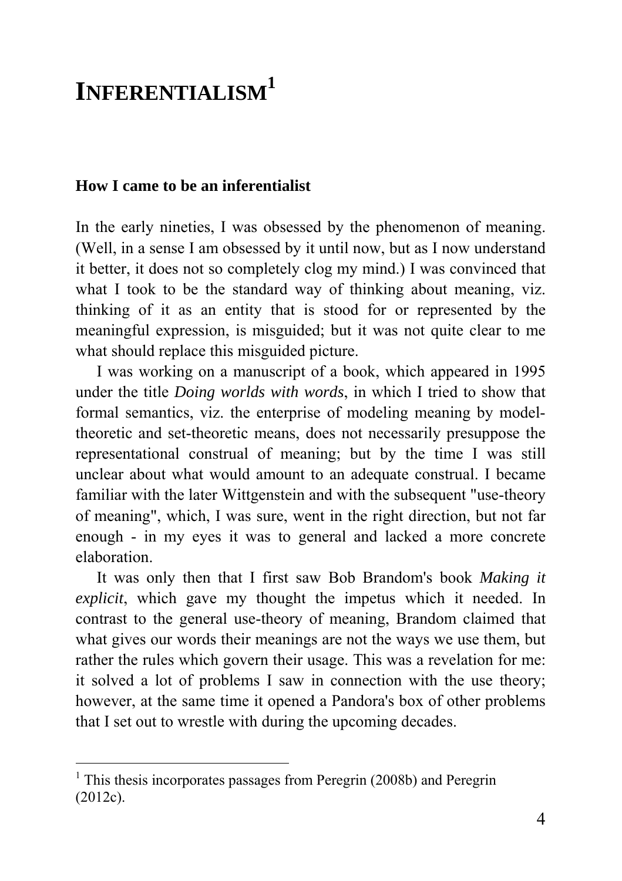# INFERENTIALISM[1]

## How I came to be an inferentialist

In the early nineties, I was obsessed by the phenomenon of meaning. (Well, in a sense I am obsessed by it until now, but as I now understand it better, it does not so completely clog my mind.) I was convinced that what I took to be the standard way of thinking about meaning, viz. thinking of it as an entity that is stood for or represented by the meaningful expression, is misguided; but it was not quite clear to me what should replace this misguided picture.

I was working on a manuscript of a book, which appeared in 1995 under the title *Doing worlds with words*, in which I tried to show that formal semantics, viz. the enterprise of modeling meaning by model-theoretic and set-theoretic means, does not necessarily presuppose the representational construal of meaning; but by the time I was still unclear about what would amount to an adequate construal. I became familiar with the later Wittgenstein and with the subsequent "use-theory of meaning", which, I was sure, went in the right direction, but not far enough - in my eyes it was to general and lacked a more concrete elaboration.

It was only then that I first saw Bob Brandom's book *Making it explicit*, which gave my thought the impetus which it needed. In contrast to the general use-theory of meaning, Brandom claimed that what gives our words their meanings are not the ways we use them, but rather the rules which govern their usage. This was a revelation for me: it solved a lot of problems I saw in connection with the use theory; however, at the same time it opened a Pandora's box of other problems that I set out to wrestle with during the upcoming decades.

---

[1] This thesis incorporates passages from Peregrin (2008b) and Peregrin (2012c).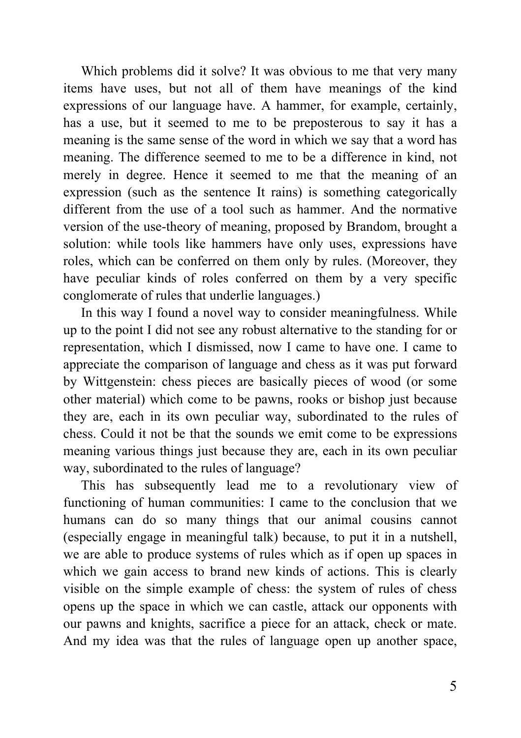Which problems did it solve? It was obvious to me that very many items have uses, but not all of them have meanings of the kind expressions of our language have. A hammer, for example, certainly, has a use, but it seemed to me to be preposterous to say it has a meaning is the same sense of the word in which we say that a word has meaning. The difference seemed to me to be a difference in kind, not merely in degree. Hence it seemed to me that the meaning of an expression (such as the sentence It rains) is something categorically different from the use of a tool such as hammer. And the normative version of the use-theory of meaning, proposed by Brandom, brought a solution: while tools like hammers have only uses, expressions have roles, which can be conferred on them only by rules. (Moreover, they have peculiar kinds of roles conferred on them by a very specific conglomerate of rules that underlie languages.)

In this way I found a novel way to consider meaningfulness. While up to the point I did not see any robust alternative to the standing for or representation, which I dismissed, now I came to have one. I came to appreciate the comparison of language and chess as it was put forward by Wittgenstein: chess pieces are basically pieces of wood (or some other material) which come to be pawns, rooks or bishop just because they are, each in its own peculiar way, subordinated to the rules of chess. Could it not be that the sounds we emit come to be expressions meaning various things just because they are, each in its own peculiar way, subordinated to the rules of language?

This has subsequently lead me to a revolutionary view of functioning of human communities: I came to the conclusion that we humans can do so many things that our animal cousins cannot (especially engage in meaningful talk) because, to put it in a nutshell, we are able to produce systems of rules which as if open up spaces in which we gain access to brand new kinds of actions. This is clearly visible on the simple example of chess: the system of rules of chess opens up the space in which we can castle, attack our opponents with our pawns and knights, sacrifice a piece for an attack, check or mate. And my idea was that the rules of language open up another space,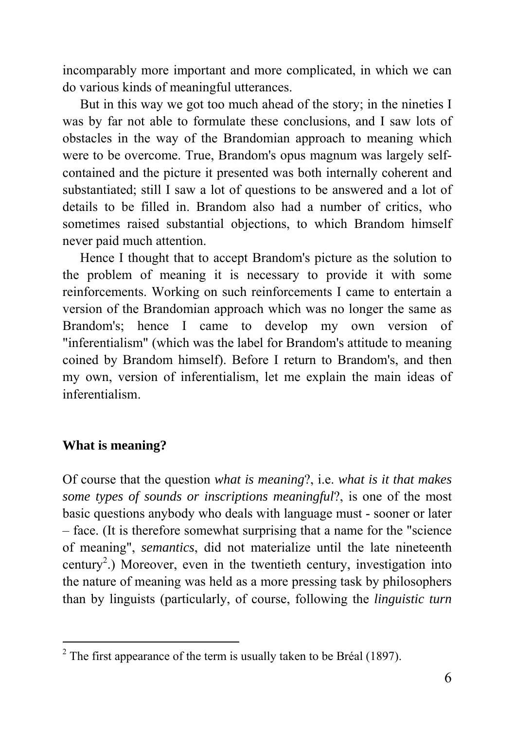incomparably more important and more complicated, in which we can do various kinds of meaningful utterances.

But in this way we got too much ahead of the story; in the nineties I was by far not able to formulate these conclusions, and I saw lots of obstacles in the way of the Brandomian approach to meaning which were to be overcome. True, Brandom's opus magnum was largely self-contained and the picture it presented was both internally coherent and substantiated; still I saw a lot of questions to be answered and a lot of details to be filled in. Brandom also had a number of critics, who sometimes raised substantial objections, to which Brandom himself never paid much attention.

Hence I thought that to accept Brandom's picture as the solution to the problem of meaning it is necessary to provide it with some reinforcements. Working on such reinforcements I came to entertain a version of the Brandomian approach which was no longer the same as Brandom's; hence I came to develop my own version of "inferentialism" (which was the label for Brandom's attitude to meaning coined by Brandom himself). Before I return to Brandom's, and then my own, version of inferentialism, let me explain the main ideas of inferentialism.

## What is meaning?

Of course that the question *what is meaning*?, i.e. *what is it that makes some types of sounds or inscriptions meaningful*?, is one of the most basic questions anybody who deals with language must - sooner or later – face. (It is therefore somewhat surprising that a name for the "science of meaning", *semantics*, did not materialize until the late nineteenth century[2].) Moreover, even in the twentieth century, investigation into the nature of meaning was held as a more pressing task by philosophers than by linguists (particularly, of course, following the *linguistic turn*

[2] The first appearance of the term is usually taken to be Bréal (1897).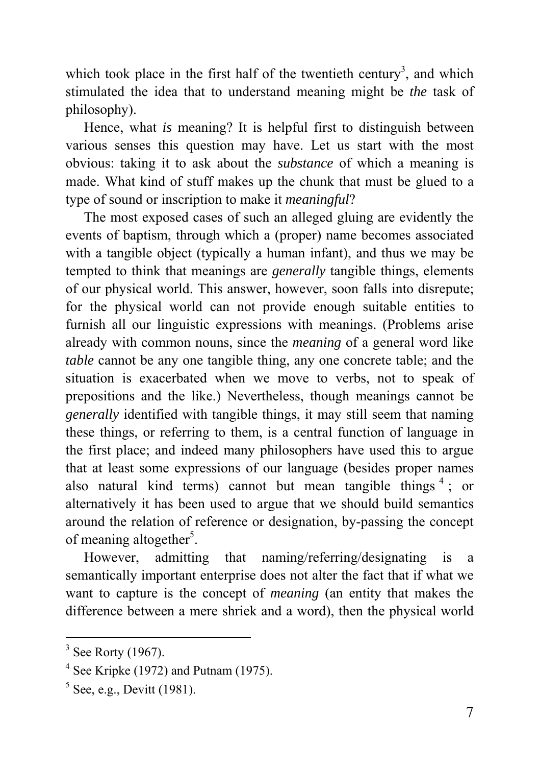which took place in the first half of the twentieth century[3], and which stimulated the idea that to understand meaning might be *the* task of philosophy).

Hence, what *is* meaning? It is helpful first to distinguish between various senses this question may have. Let us start with the most obvious: taking it to ask about the *substance* of which a meaning is made. What kind of stuff makes up the chunk that must be glued to a type of sound or inscription to make it *meaningful*?

The most exposed cases of such an alleged gluing are evidently the events of baptism, through which a (proper) name becomes associated with a tangible object (typically a human infant), and thus we may be tempted to think that meanings are *generally* tangible things, elements of our physical world. This answer, however, soon falls into disrepute; for the physical world can not provide enough suitable entities to furnish all our linguistic expressions with meanings. (Problems arise already with common nouns, since the *meaning* of a general word like *table* cannot be any one tangible thing, any one concrete table; and the situation is exacerbated when we move to verbs, not to speak of prepositions and the like.) Nevertheless, though meanings cannot be *generally* identified with tangible things, it may still seem that naming these things, or referring to them, is a central function of language in the first place; and indeed many philosophers have used this to argue that at least some expressions of our language (besides proper names also natural kind terms) cannot but mean tangible things[4]; or alternatively it has been used to argue that we should build semantics around the relation of reference or designation, by-passing the concept of meaning altogether[5].

However, admitting that naming/referring/designating is a semantically important enterprise does not alter the fact that if what we want to capture is the concept of *meaning* (an entity that makes the difference between a mere shriek and a word), then the physical world

---

[3] See Rorty (1967).

[4] See Kripke (1972) and Putnam (1975).

[5] See, e.g., Devitt (1981).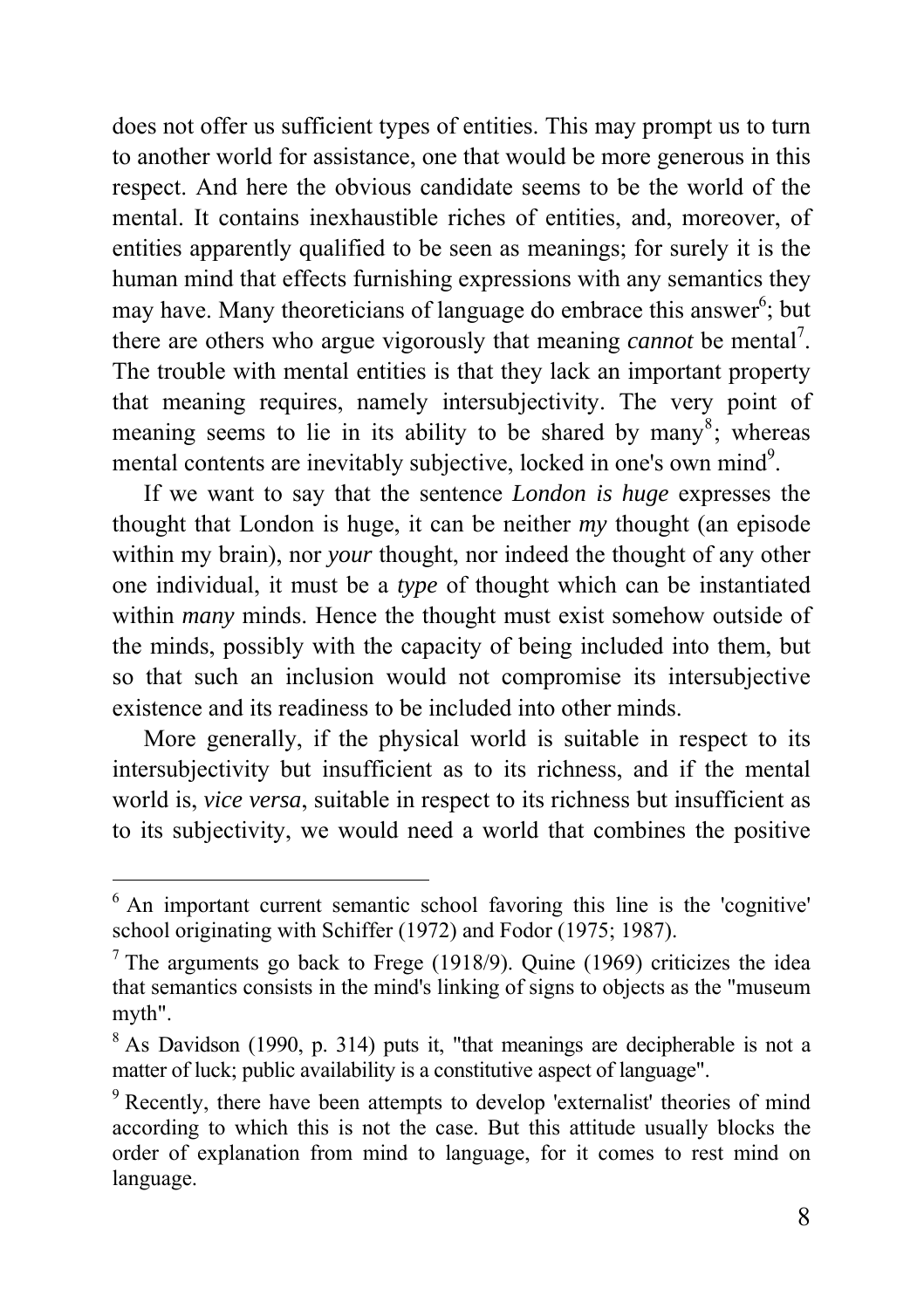does not offer us sufficient types of entities. This may prompt us to turn to another world for assistance, one that would be more generous in this respect. And here the obvious candidate seems to be the world of the mental. It contains inexhaustible riches of entities, and, moreover, of entities apparently qualified to be seen as meanings; for surely it is the human mind that effects furnishing expressions with any semantics they may have. Many theoreticians of language do embrace this answer[6]; but there are others who argue vigorously that meaning *cannot* be mental[7]. The trouble with mental entities is that they lack an important property that meaning requires, namely intersubjectivity. The very point of meaning seems to lie in its ability to be shared by many[8]; whereas mental contents are inevitably subjective, locked in one's own mind[9].

If we want to say that the sentence *London is huge* expresses the thought that London is huge, it can be neither *my* thought (an episode within my brain), nor *your* thought, nor indeed the thought of any other one individual, it must be a *type* of thought which can be instantiated within *many* minds. Hence the thought must exist somehow outside of the minds, possibly with the capacity of being included into them, but so that such an inclusion would not compromise its intersubjective existence and its readiness to be included into other minds.

More generally, if the physical world is suitable in respect to its intersubjectivity but insufficient as to its richness, and if the mental world is, *vice versa*, suitable in respect to its richness but insufficient as to its subjectivity, we would need a world that combines the positive

---

[6] An important current semantic school favoring this line is the 'cognitive' school originating with Schiffer (1972) and Fodor (1975; 1987).

[7] The arguments go back to Frege (1918/9). Quine (1969) criticizes the idea that semantics consists in the mind's linking of signs to objects as the "museum myth".

[8] As Davidson (1990, p. 314) puts it, "that meanings are decipherable is not a matter of luck; public availability is a constitutive aspect of language".

[9] Recently, there have been attempts to develop 'externalist' theories of mind according to which this is not the case. But this attitude usually blocks the order of explanation from mind to language, for it comes to rest mind on language.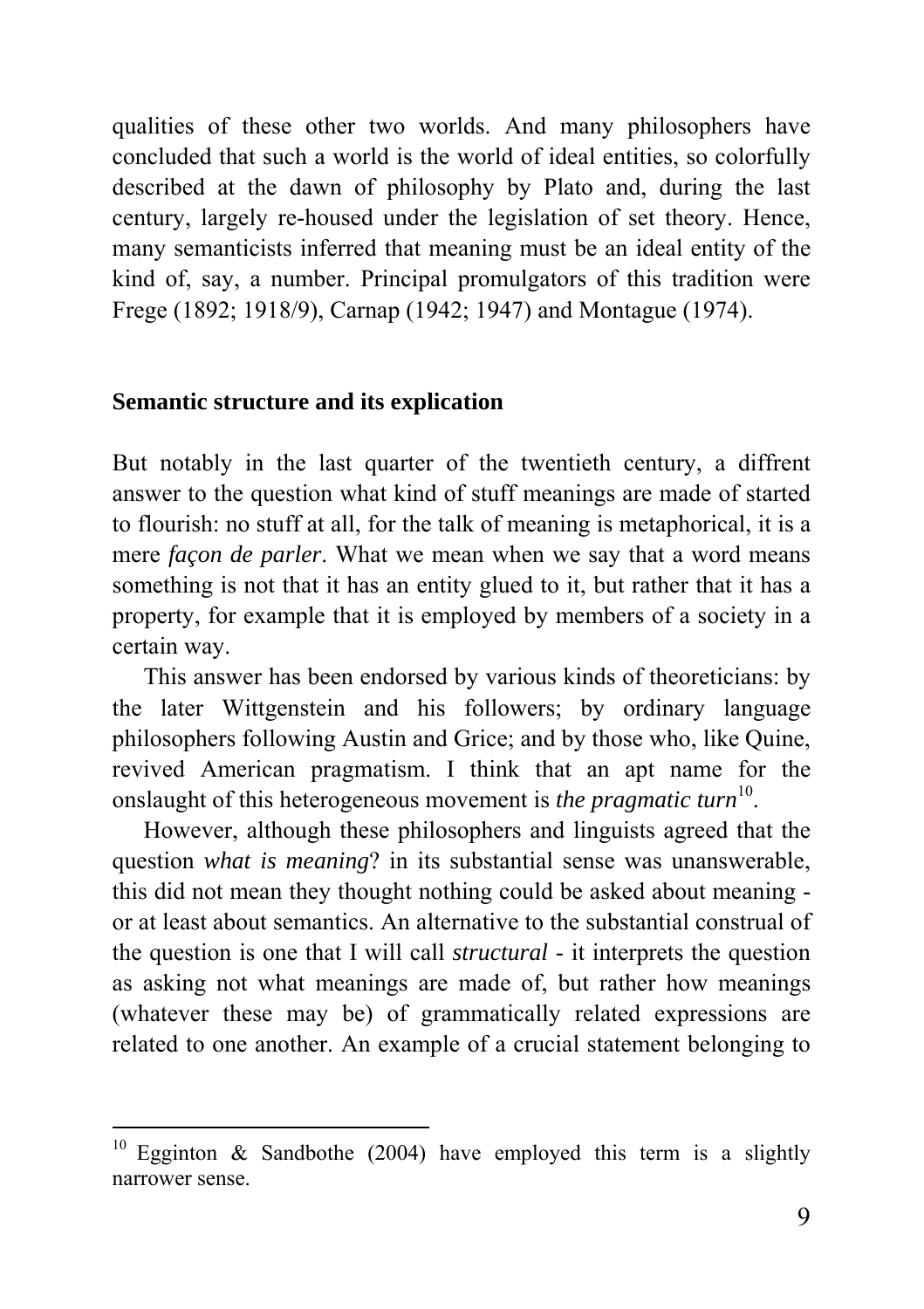qualities of these other two worlds. And many philosophers have concluded that such a world is the world of ideal entities, so colorfully described at the dawn of philosophy by Plato and, during the last century, largely re-housed under the legislation of set theory. Hence, many semanticists inferred that meaning must be an ideal entity of the kind of, say, a number. Principal promulgators of this tradition were Frege (1892; 1918/9), Carnap (1942; 1947) and Montague (1974).

## Semantic structure and its explication

But notably in the last quarter of the twentieth century, a diffrent answer to the question what kind of stuff meanings are made of started to flourish: no stuff at all, for the talk of meaning is metaphorical, it is a mere *façon de parler*. What we mean when we say that a word means something is not that it has an entity glued to it, but rather that it has a property, for example that it is employed by members of a society in a certain way.

This answer has been endorsed by various kinds of theoreticians: by the later Wittgenstein and his followers; by ordinary language philosophers following Austin and Grice; and by those who, like Quine, revived American pragmatism. I think that an apt name for the onslaught of this heterogeneous movement is *the pragmatic turn*[10].

However, although these philosophers and linguists agreed that the question *what is meaning*? in its substantial sense was unanswerable, this did not mean they thought nothing could be asked about meaning - or at least about semantics. An alternative to the substantial construal of the question is one that I will call *structural* - it interprets the question as asking not what meanings are made of, but rather how meanings (whatever these may be) of grammatically related expressions are related to one another. An example of a crucial statement belonging to

[10] Egginton & Sandbothe (2004) have employed this term is a slightly narrower sense.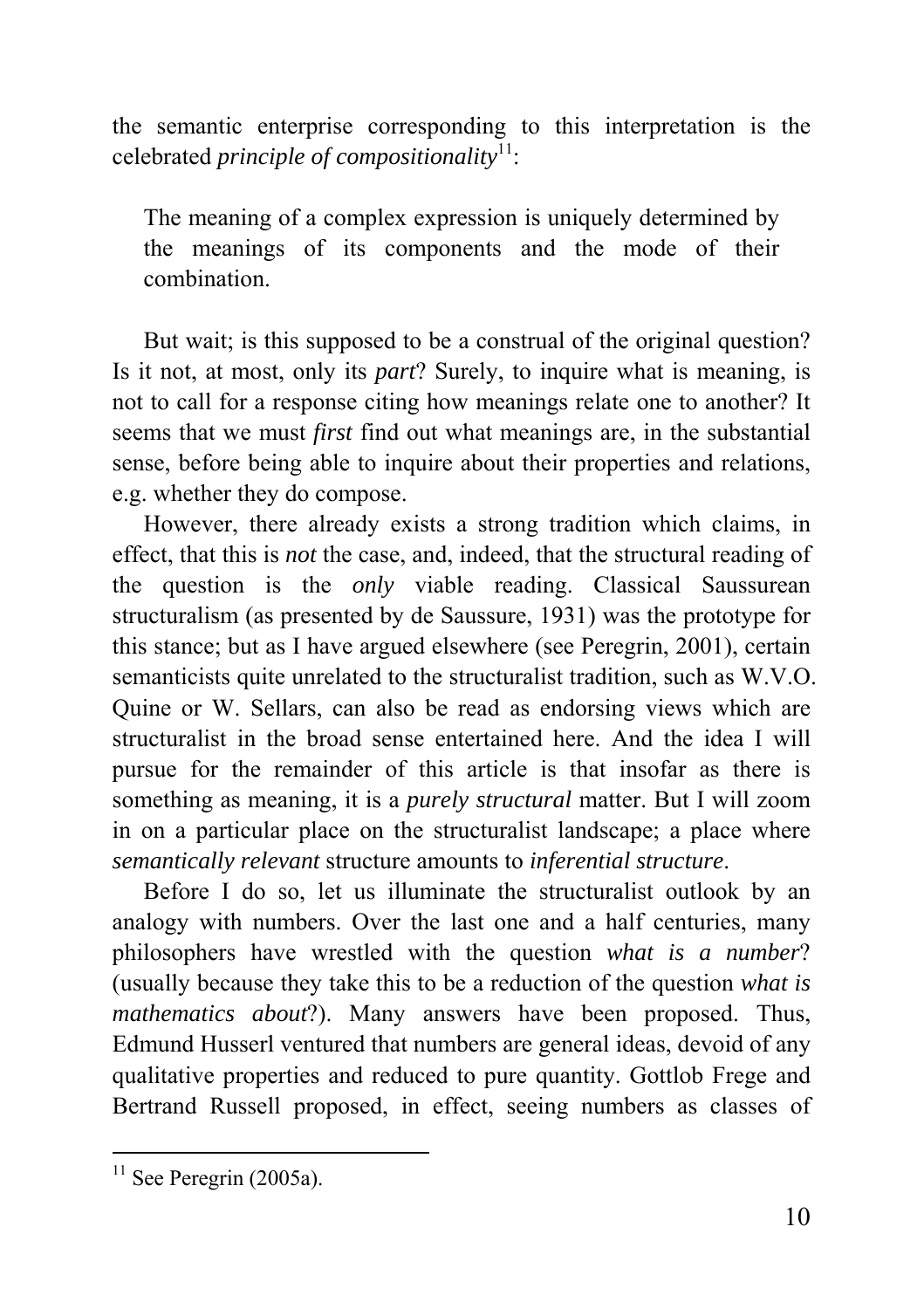the semantic enterprise corresponding to this interpretation is the celebrated *principle of compositionality*[11]:

> The meaning of a complex expression is uniquely determined by the meanings of its components and the mode of their combination.

But wait; is this supposed to be a construal of the original question? Is it not, at most, only its *part*? Surely, to inquire what is meaning, is not to call for a response citing how meanings relate one to another? It seems that we must *first* find out what meanings are, in the substantial sense, before being able to inquire about their properties and relations, e.g. whether they do compose.

However, there already exists a strong tradition which claims, in effect, that this is *not* the case, and, indeed, that the structural reading of the question is the *only* viable reading. Classical Saussurean structuralism (as presented by de Saussure, 1931) was the prototype for this stance; but as I have argued elsewhere (see Peregrin, 2001), certain semanticists quite unrelated to the structuralist tradition, such as W.V.O. Quine or W. Sellars, can also be read as endorsing views which are structuralist in the broad sense entertained here. And the idea I will pursue for the remainder of this article is that insofar as there is something as meaning, it is a *purely structural* matter. But I will zoom in on a particular place on the structuralist landscape; a place where *semantically relevant* structure amounts to *inferential structure*.

Before I do so, let us illuminate the structuralist outlook by an analogy with numbers. Over the last one and a half centuries, many philosophers have wrestled with the question *what is a number*? (usually because they take this to be a reduction of the question *what is mathematics about*?). Many answers have been proposed. Thus, Edmund Husserl ventured that numbers are general ideas, devoid of any qualitative properties and reduced to pure quantity. Gottlob Frege and Bertrand Russell proposed, in effect, seeing numbers as classes of

[11] See Peregrin (2005a).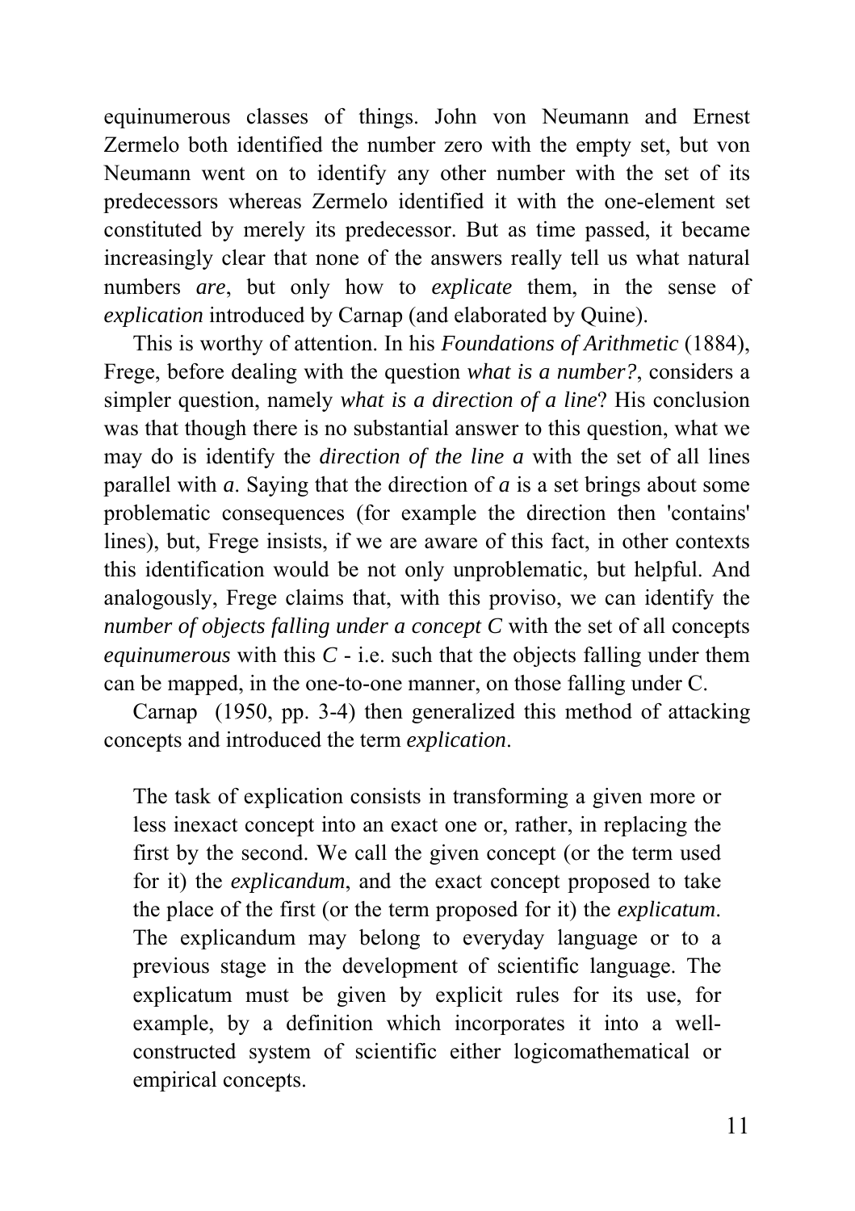equinumerous classes of things. John von Neumann and Ernest Zermelo both identified the number zero with the empty set, but von Neumann went on to identify any other number with the set of its predecessors whereas Zermelo identified it with the one-element set constituted by merely its predecessor. But as time passed, it became increasingly clear that none of the answers really tell us what natural numbers *are*, but only how to *explicate* them, in the sense of *explication* introduced by Carnap (and elaborated by Quine).

This is worthy of attention. In his *Foundations of Arithmetic* (1884), Frege, before dealing with the question *what is a number?*, considers a simpler question, namely *what is a direction of a line*? His conclusion was that though there is no substantial answer to this question, what we may do is identify the *direction of the line a* with the set of all lines parallel with *a*. Saying that the direction of *a* is a set brings about some problematic consequences (for example the direction then 'contains' lines), but, Frege insists, if we are aware of this fact, in other contexts this identification would be not only unproblematic, but helpful. And analogously, Frege claims that, with this proviso, we can identify the *number of objects falling under a concept C* with the set of all concepts *equinumerous* with this *C* - i.e. such that the objects falling under them can be mapped, in the one-to-one manner, on those falling under C.

Carnap (1950, pp. 3-4) then generalized this method of attacking concepts and introduced the term *explication*.

> The task of explication consists in transforming a given more or less inexact concept into an exact one or, rather, in replacing the first by the second. We call the given concept (or the term used for it) the *explicandum*, and the exact concept proposed to take the place of the first (or the term proposed for it) the *explicatum*. The explicandum may belong to everyday language or to a previous stage in the development of scientific language. The explicatum must be given by explicit rules for its use, for example, by a definition which incorporates it into a well-constructed system of scientific either logicomathematical or empirical concepts.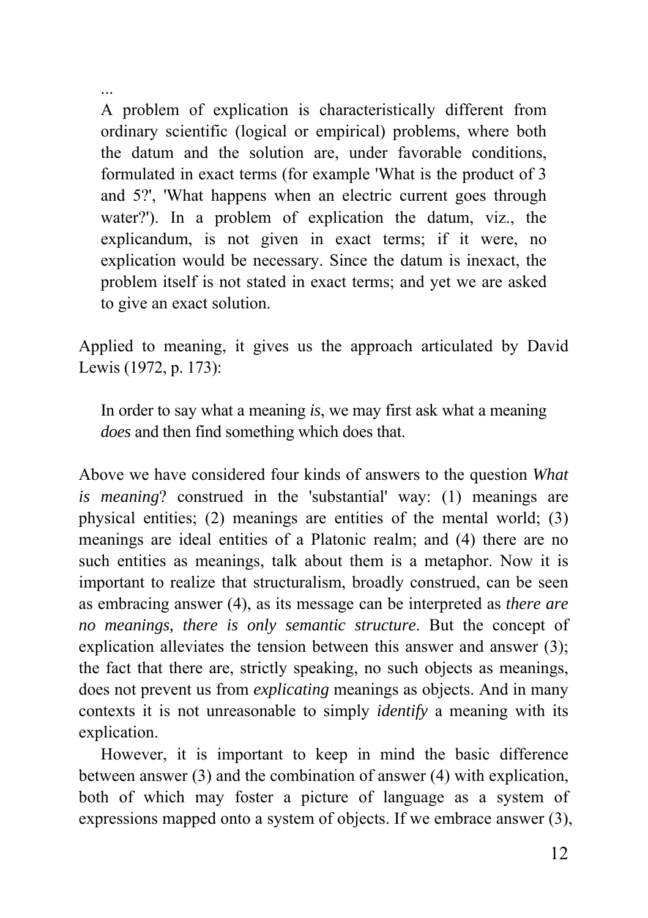...

> A problem of explication is characteristically different from ordinary scientific (logical or empirical) problems, where both the datum and the solution are, under favorable conditions, formulated in exact terms (for example 'What is the product of 3 and 5?', 'What happens when an electric current goes through water?'). In a problem of explication the datum, viz., the explicandum, is not given in exact terms; if it were, no explication would be necessary. Since the datum is inexact, the problem itself is not stated in exact terms; and yet we are asked to give an exact solution.

Applied to meaning, it gives us the approach articulated by David Lewis (1972, p. 173):

> In order to say what a meaning *is*, we may first ask what a meaning *does* and then find something which does that.

Above we have considered four kinds of answers to the question *What is meaning*? construed in the 'substantial' way: (1) meanings are physical entities; (2) meanings are entities of the mental world; (3) meanings are ideal entities of a Platonic realm; and (4) there are no such entities as meanings, talk about them is a metaphor. Now it is important to realize that structuralism, broadly construed, can be seen as embracing answer (4), as its message can be interpreted as *there are no meanings, there is only semantic structure*. But the concept of explication alleviates the tension between this answer and answer (3); the fact that there are, strictly speaking, no such objects as meanings, does not prevent us from *explicating* meanings as objects. And in many contexts it is not unreasonable to simply *identify* a meaning with its explication.

However, it is important to keep in mind the basic difference between answer (3) and the combination of answer (4) with explication, both of which may foster a picture of language as a system of expressions mapped onto a system of objects. If we embrace answer (3),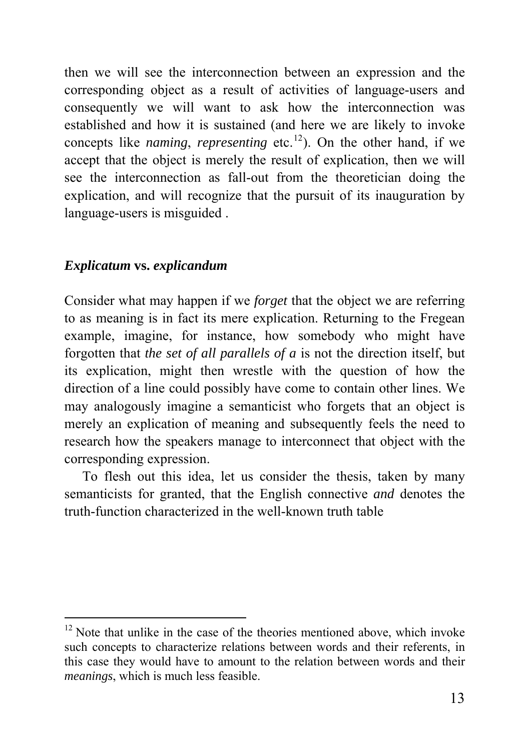then we will see the interconnection between an expression and the corresponding object as a result of activities of language-users and consequently we will want to ask how the interconnection was established and how it is sustained (and here we are likely to invoke concepts like *naming*, *representing* etc.[12]). On the other hand, if we accept that the object is merely the result of explication, then we will see the interconnection as fall-out from the theoretician doing the explication, and will recognize that the pursuit of its inauguration by language-users is misguided .

### *Explicatum* vs. *explicandum*

Consider what may happen if we *forget* that the object we are referring to as meaning is in fact its mere explication. Returning to the Fregean example, imagine, for instance, how somebody who might have forgotten that *the set of all parallels of a* is not the direction itself, but its explication, might then wrestle with the question of how the direction of a line could possibly have come to contain other lines. We may analogously imagine a semanticist who forgets that an object is merely an explication of meaning and subsequently feels the need to research how the speakers manage to interconnect that object with the corresponding expression.

To flesh out this idea, let us consider the thesis, taken by many semanticists for granted, that the English connective *and* denotes the truth-function characterized in the well-known truth table

---

[12] Note that unlike in the case of the theories mentioned above, which invoke such concepts to characterize relations between words and their referents, in this case they would have to amount to the relation between words and their *meanings*, which is much less feasible.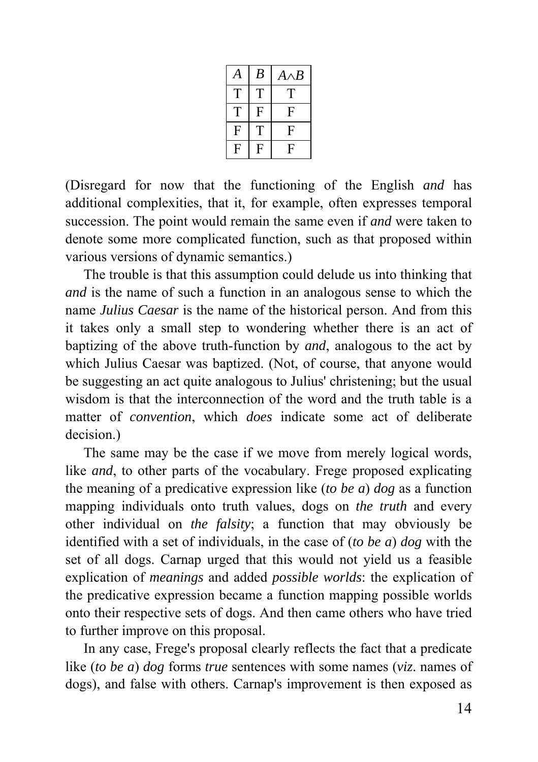| $A$ | $B$ | $A \wedge B$ |
|---|---|---|
| T | T | T |
| T | F | F |
| F | T | F |
| F | F | F |

(Disregard for now that the functioning of the English *and* has additional complexities, that it, for example, often expresses temporal succession. The point would remain the same even if *and* were taken to denote some more complicated function, such as that proposed within various versions of dynamic semantics.)

The trouble is that this assumption could delude us into thinking that *and* is the name of such a function in an analogous sense to which the name *Julius Caesar* is the name of the historical person. And from this it takes only a small step to wondering whether there is an act of baptizing of the above truth-function by *and*, analogous to the act by which Julius Caesar was baptized. (Not, of course, that anyone would be suggesting an act quite analogous to Julius' christening; but the usual wisdom is that the interconnection of the word and the truth table is a matter of *convention*, which *does* indicate some act of deliberate decision.)

The same may be the case if we move from merely logical words, like *and*, to other parts of the vocabulary. Frege proposed explicating the meaning of a predicative expression like (*to be a*) *dog* as a function mapping individuals onto truth values, dogs on *the truth* and every other individual on *the falsity*; a function that may obviously be identified with a set of individuals, in the case of (*to be a*) *dog* with the set of all dogs. Carnap urged that this would not yield us a feasible explication of *meanings* and added *possible worlds*: the explication of the predicative expression became a function mapping possible worlds onto their respective sets of dogs. And then came others who have tried to further improve on this proposal.

In any case, Frege's proposal clearly reflects the fact that a predicate like (*to be a*) *dog* forms *true* sentences with some names (*viz*. names of dogs), and false with others. Carnap's improvement is then exposed as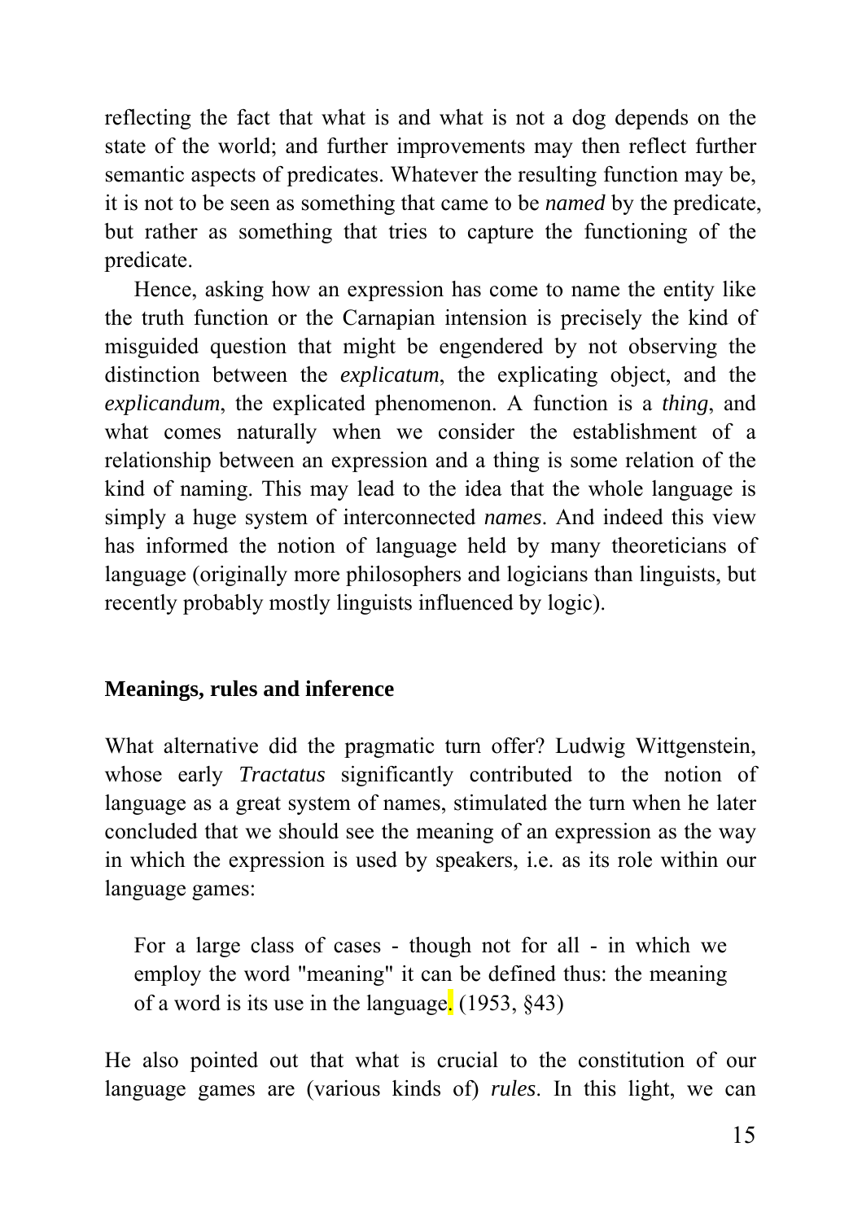reflecting the fact that what is and what is not a dog depends on the state of the world; and further improvements may then reflect further semantic aspects of predicates. Whatever the resulting function may be, it is not to be seen as something that came to be *named* by the predicate, but rather as something that tries to capture the functioning of the predicate.

Hence, asking how an expression has come to name the entity like the truth function or the Carnapian intension is precisely the kind of misguided question that might be engendered by not observing the distinction between the *explicatum*, the explicating object, and the *explicandum*, the explicated phenomenon. A function is a *thing*, and what comes naturally when we consider the establishment of a relationship between an expression and a thing is some relation of the kind of naming. This may lead to the idea that the whole language is simply a huge system of interconnected *names*. And indeed this view has informed the notion of language held by many theoreticians of language (originally more philosophers and logicians than linguists, but recently probably mostly linguists influenced by logic).

## Meanings, rules and inference

What alternative did the pragmatic turn offer? Ludwig Wittgenstein, whose early *Tractatus* significantly contributed to the notion of language as a great system of names, stimulated the turn when he later concluded that we should see the meaning of an expression as the way in which the expression is used by speakers, i.e. as its role within our language games:

> For a large class of cases - though not for all - in which we employ the word "meaning" it can be defined thus: the meaning of a word is its use in the language. (1953, §43)

He also pointed out that what is crucial to the constitution of our language games are (various kinds of) *rules*. In this light, we can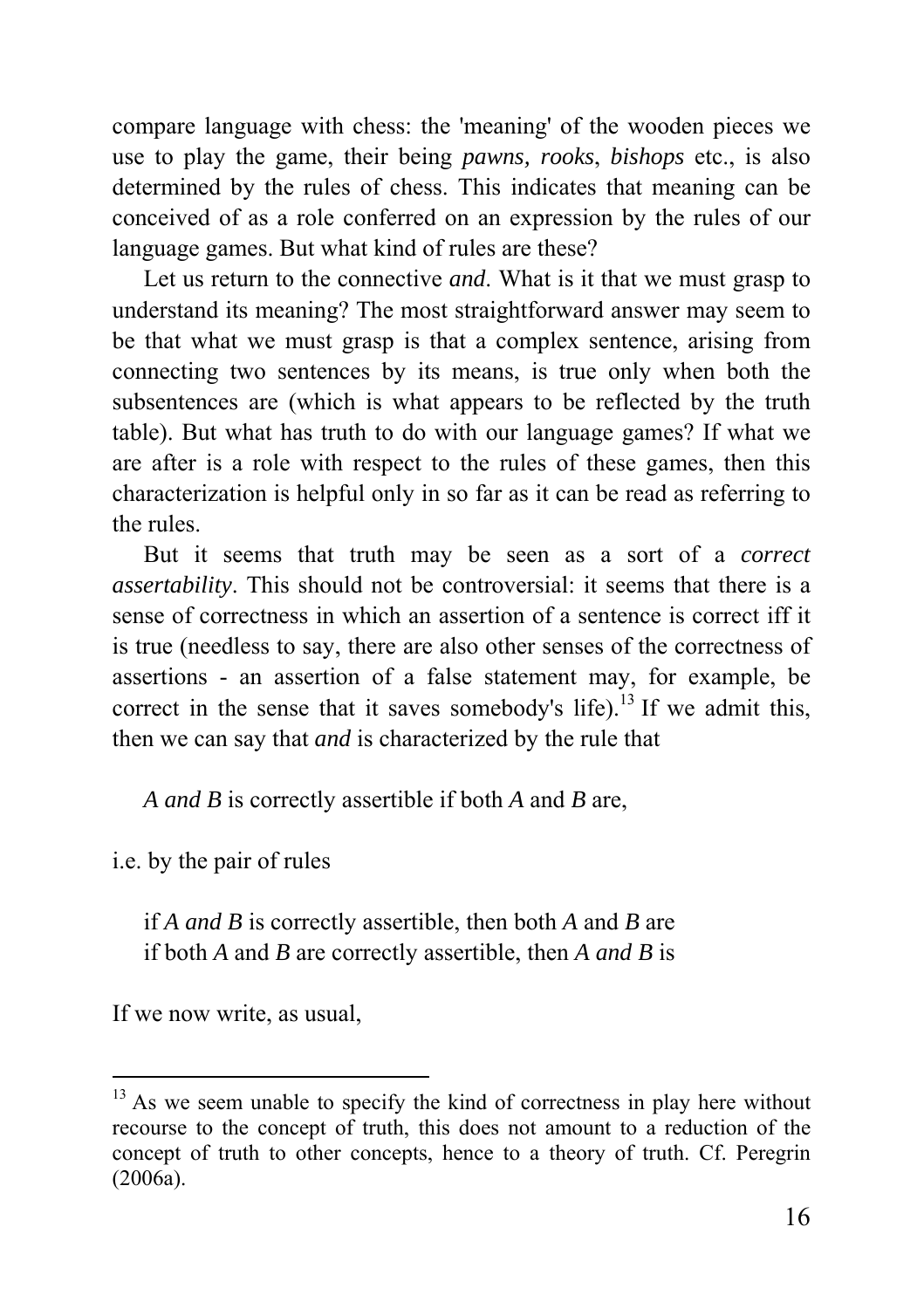compare language with chess: the 'meaning' of the wooden pieces we use to play the game, their being *pawns, rooks*, *bishops* etc., is also determined by the rules of chess. This indicates that meaning can be conceived of as a role conferred on an expression by the rules of our language games. But what kind of rules are these?

Let us return to the connective *and*. What is it that we must grasp to understand its meaning? The most straightforward answer may seem to be that what we must grasp is that a complex sentence, arising from connecting two sentences by its means, is true only when both the subsentences are (which is what appears to be reflected by the truth table). But what has truth to do with our language games? If what we are after is a role with respect to the rules of these games, then this characterization is helpful only in so far as it can be read as referring to the rules.

But it seems that truth may be seen as a sort of a *correct assertability*. This should not be controversial: it seems that there is a sense of correctness in which an assertion of a sentence is correct iff it is true (needless to say, there are also other senses of the correctness of assertions - an assertion of a false statement may, for example, be correct in the sense that it saves somebody's life).[13] If we admit this, then we can say that *and* is characterized by the rule that

*A and B* is correctly assertible if both *A* and *B* are,

i.e. by the pair of rules

if *A and B* is correctly assertible, then both *A* and *B* are
if both *A* and *B* are correctly assertible, then *A and B* is

If we now write, as usual,

[13] As we seem unable to specify the kind of correctness in play here without recourse to the concept of truth, this does not amount to a reduction of the concept of truth to other concepts, hence to a theory of truth. Cf. Peregrin (2006a).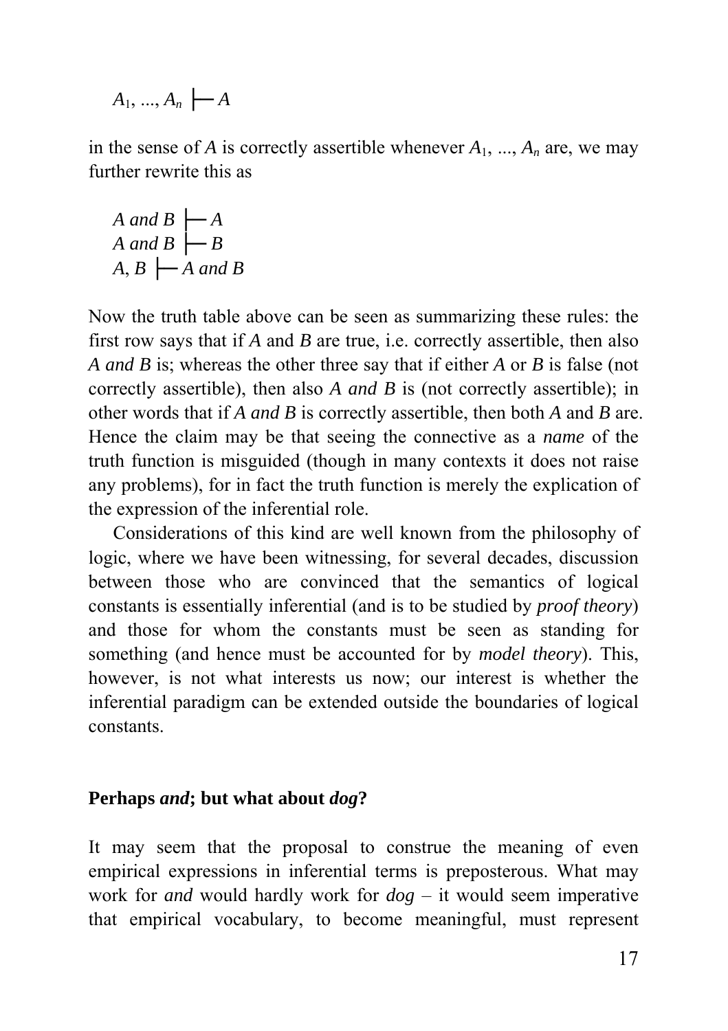$$A_1, ..., A_n \vdash A$$

in the sense of *A* is correctly assertible whenever $A_1, ..., A_n$ are, we may further rewrite this as

$$A \textit{ and } B \vdash A$$
$$A \textit{ and } B \vdash B$$
$$A, B \vdash A \textit{ and } B$$

Now the truth table above can be seen as summarizing these rules: the first row says that if *A* and *B* are true, i.e. correctly assertible, then also *A and B* is; whereas the other three say that if either *A* or *B* is false (not correctly assertible), then also *A and B* is (not correctly assertible); in other words that if *A and B* is correctly assertible, then both *A* and *B* are. Hence the claim may be that seeing the connective as a *name* of the truth function is misguided (though in many contexts it does not raise any problems), for in fact the truth function is merely the explication of the expression of the inferential role.

Considerations of this kind are well known from the philosophy of logic, where we have been witnessing, for several decades, discussion between those who are convinced that the semantics of logical constants is essentially inferential (and is to be studied by *proof theory*) and those for whom the constants must be seen as standing for something (and hence must be accounted for by *model theory*). This, however, is not what interests us now; our interest is whether the inferential paradigm can be extended outside the boundaries of logical constants.

## Perhaps *and*; but what about *dog*?

It may seem that the proposal to construe the meaning of even empirical expressions in inferential terms is preposterous. What may work for *and* would hardly work for *dog* – it would seem imperative that empirical vocabulary, to become meaningful, must represent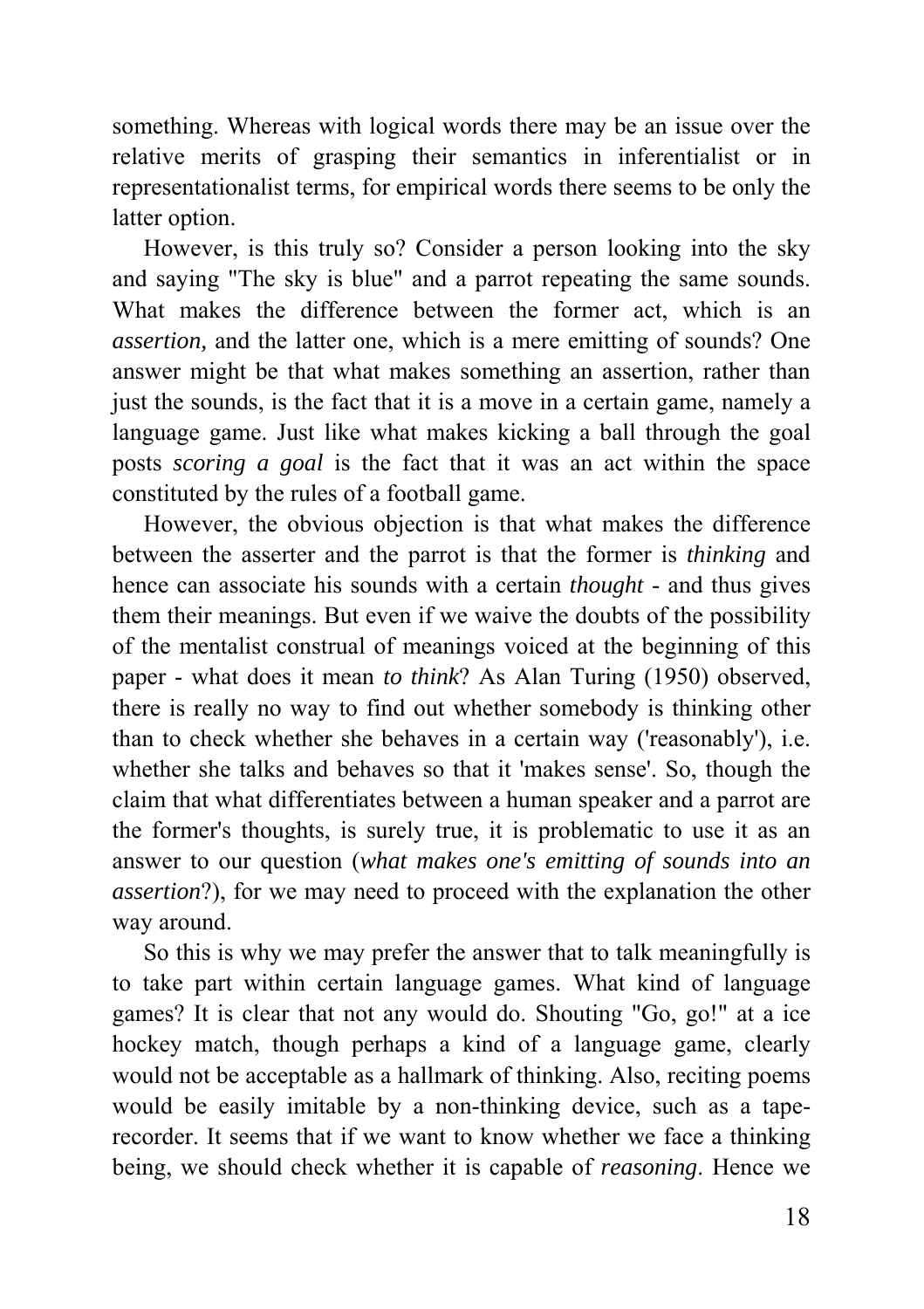something. Whereas with logical words there may be an issue over the relative merits of grasping their semantics in inferentialist or in representationalist terms, for empirical words there seems to be only the latter option.

However, is this truly so? Consider a person looking into the sky and saying "The sky is blue" and a parrot repeating the same sounds. What makes the difference between the former act, which is an *assertion,* and the latter one, which is a mere emitting of sounds? One answer might be that what makes something an assertion, rather than just the sounds, is the fact that it is a move in a certain game, namely a language game. Just like what makes kicking a ball through the goal posts *scoring a goal* is the fact that it was an act within the space constituted by the rules of a football game.

However, the obvious objection is that what makes the difference between the asserter and the parrot is that the former is *thinking* and hence can associate his sounds with a certain *thought* - and thus gives them their meanings. But even if we waive the doubts of the possibility of the mentalist construal of meanings voiced at the beginning of this paper - what does it mean *to think*? As Alan Turing (1950) observed, there is really no way to find out whether somebody is thinking other than to check whether she behaves in a certain way ('reasonably'), i.e. whether she talks and behaves so that it 'makes sense'. So, though the claim that what differentiates between a human speaker and a parrot are the former's thoughts, is surely true, it is problematic to use it as an answer to our question (*what makes one's emitting of sounds into an assertion*?), for we may need to proceed with the explanation the other way around.

So this is why we may prefer the answer that to talk meaningfully is to take part within certain language games. What kind of language games? It is clear that not any would do. Shouting "Go, go!" at a ice hockey match, though perhaps a kind of a language game, clearly would not be acceptable as a hallmark of thinking. Also, reciting poems would be easily imitable by a non-thinking device, such as a tape-recorder. It seems that if we want to know whether we face a thinking being, we should check whether it is capable of *reasoning*. Hence we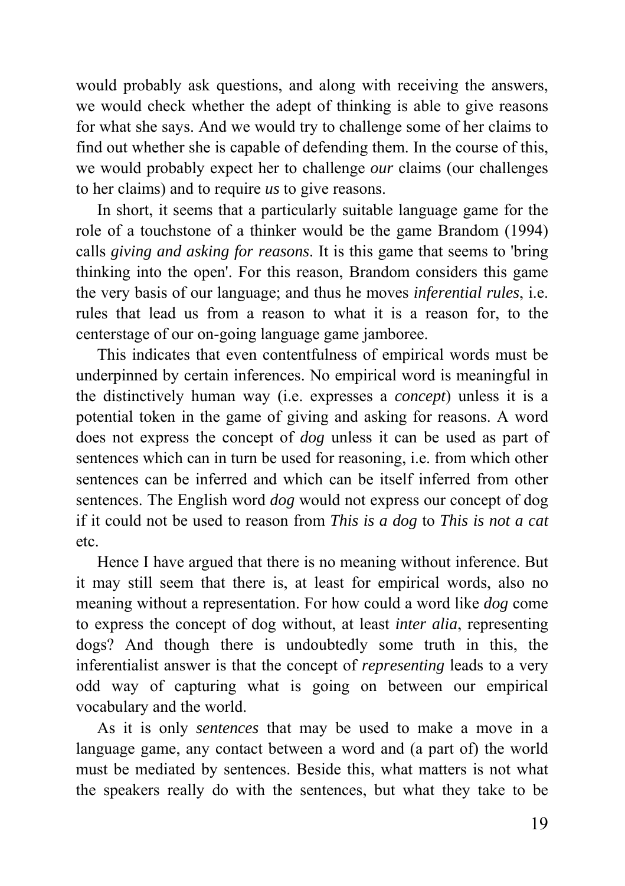would probably ask questions, and along with receiving the answers, we would check whether the adept of thinking is able to give reasons for what she says. And we would try to challenge some of her claims to find out whether she is capable of defending them. In the course of this, we would probably expect her to challenge *our* claims (our challenges to her claims) and to require *us* to give reasons.

In short, it seems that a particularly suitable language game for the role of a touchstone of a thinker would be the game Brandom (1994) calls *giving and asking for reasons*. It is this game that seems to 'bring thinking into the open'. For this reason, Brandom considers this game the very basis of our language; and thus he moves *inferential rules*, i.e. rules that lead us from a reason to what it is a reason for, to the centerstage of our on-going language game jamboree.

This indicates that even contentfulness of empirical words must be underpinned by certain inferences. No empirical word is meaningful in the distinctively human way (i.e. expresses a *concept*) unless it is a potential token in the game of giving and asking for reasons. A word does not express the concept of *dog* unless it can be used as part of sentences which can in turn be used for reasoning, i.e. from which other sentences can be inferred and which can be itself inferred from other sentences. The English word *dog* would not express our concept of dog if it could not be used to reason from *This is a dog* to *This is not a cat* etc.

Hence I have argued that there is no meaning without inference. But it may still seem that there is, at least for empirical words, also no meaning without a representation. For how could a word like *dog* come to express the concept of dog without, at least *inter alia*, representing dogs? And though there is undoubtedly some truth in this, the inferentialist answer is that the concept of *representing* leads to a very odd way of capturing what is going on between our empirical vocabulary and the world.

As it is only *sentences* that may be used to make a move in a language game, any contact between a word and (a part of) the world must be mediated by sentences. Beside this, what matters is not what the speakers really do with the sentences, but what they take to be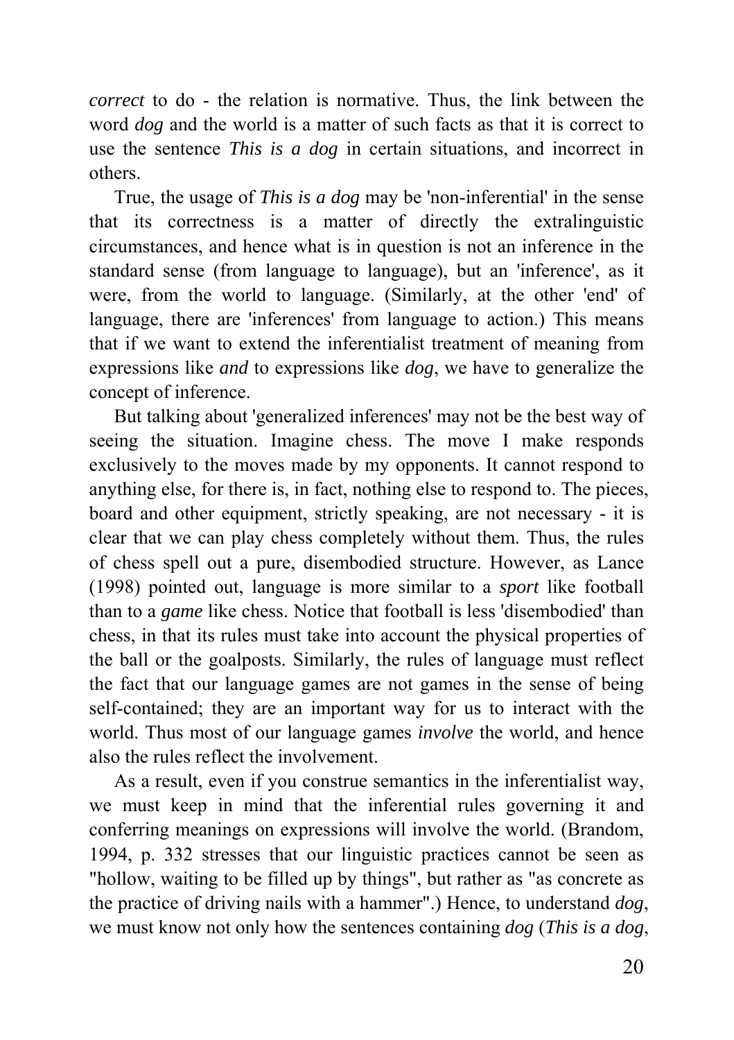*correct* to do - the relation is normative. Thus, the link between the word *dog* and the world is a matter of such facts as that it is correct to use the sentence *This is a dog* in certain situations, and incorrect in others.

True, the usage of *This is a dog* may be 'non-inferential' in the sense that its correctness is a matter of directly the extralinguistic circumstances, and hence what is in question is not an inference in the standard sense (from language to language), but an 'inference', as it were, from the world to language. (Similarly, at the other 'end' of language, there are 'inferences' from language to action.) This means that if we want to extend the inferentialist treatment of meaning from expressions like *and* to expressions like *dog*, we have to generalize the concept of inference.

But talking about 'generalized inferences' may not be the best way of seeing the situation. Imagine chess. The move I make responds exclusively to the moves made by my opponents. It cannot respond to anything else, for there is, in fact, nothing else to respond to. The pieces, board and other equipment, strictly speaking, are not necessary - it is clear that we can play chess completely without them. Thus, the rules of chess spell out a pure, disembodied structure. However, as Lance (1998) pointed out, language is more similar to a *sport* like football than to a *game* like chess. Notice that football is less 'disembodied' than chess, in that its rules must take into account the physical properties of the ball or the goalposts. Similarly, the rules of language must reflect the fact that our language games are not games in the sense of being self-contained; they are an important way for us to interact with the world. Thus most of our language games *involve* the world, and hence also the rules reflect the involvement.

As a result, even if you construe semantics in the inferentialist way, we must keep in mind that the inferential rules governing it and conferring meanings on expressions will involve the world. (Brandom, 1994, p. 332 stresses that our linguistic practices cannot be seen as "hollow, waiting to be filled up by things", but rather as "as concrete as the practice of driving nails with a hammer".) Hence, to understand *dog*, we must know not only how the sentences containing *dog* (*This is a dog*,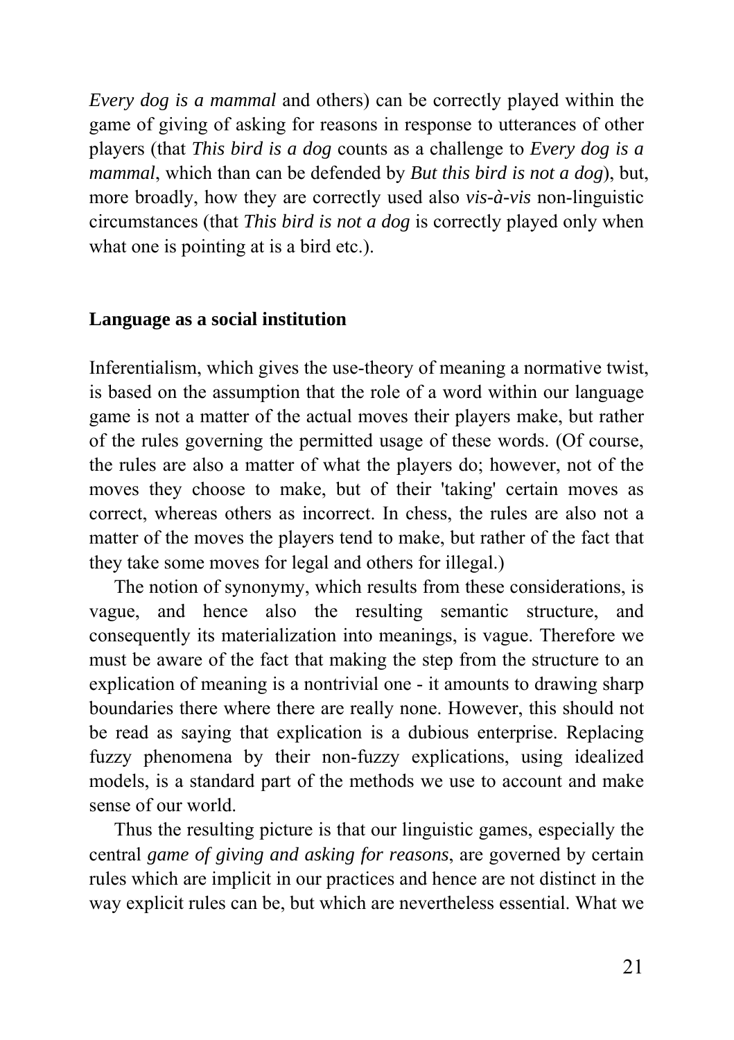*Every dog is a mammal* and others) can be correctly played within the game of giving of asking for reasons in response to utterances of other players (that *This bird is a dog* counts as a challenge to *Every dog is a mammal*, which than can be defended by *But this bird is not a dog*), but, more broadly, how they are correctly used also *vis-à-vis* non-linguistic circumstances (that *This bird is not a dog* is correctly played only when what one is pointing at is a bird etc.).

## Language as a social institution

Inferentialism, which gives the use-theory of meaning a normative twist, is based on the assumption that the role of a word within our language game is not a matter of the actual moves their players make, but rather of the rules governing the permitted usage of these words. (Of course, the rules are also a matter of what the players do; however, not of the moves they choose to make, but of their 'taking' certain moves as correct, whereas others as incorrect. In chess, the rules are also not a matter of the moves the players tend to make, but rather of the fact that they take some moves for legal and others for illegal.)

The notion of synonymy, which results from these considerations, is vague, and hence also the resulting semantic structure, and consequently its materialization into meanings, is vague. Therefore we must be aware of the fact that making the step from the structure to an explication of meaning is a nontrivial one - it amounts to drawing sharp boundaries there where there are really none. However, this should not be read as saying that explication is a dubious enterprise. Replacing fuzzy phenomena by their non-fuzzy explications, using idealized models, is a standard part of the methods we use to account and make sense of our world.

Thus the resulting picture is that our linguistic games, especially the central *game of giving and asking for reasons*, are governed by certain rules which are implicit in our practices and hence are not distinct in the way explicit rules can be, but which are nevertheless essential. What we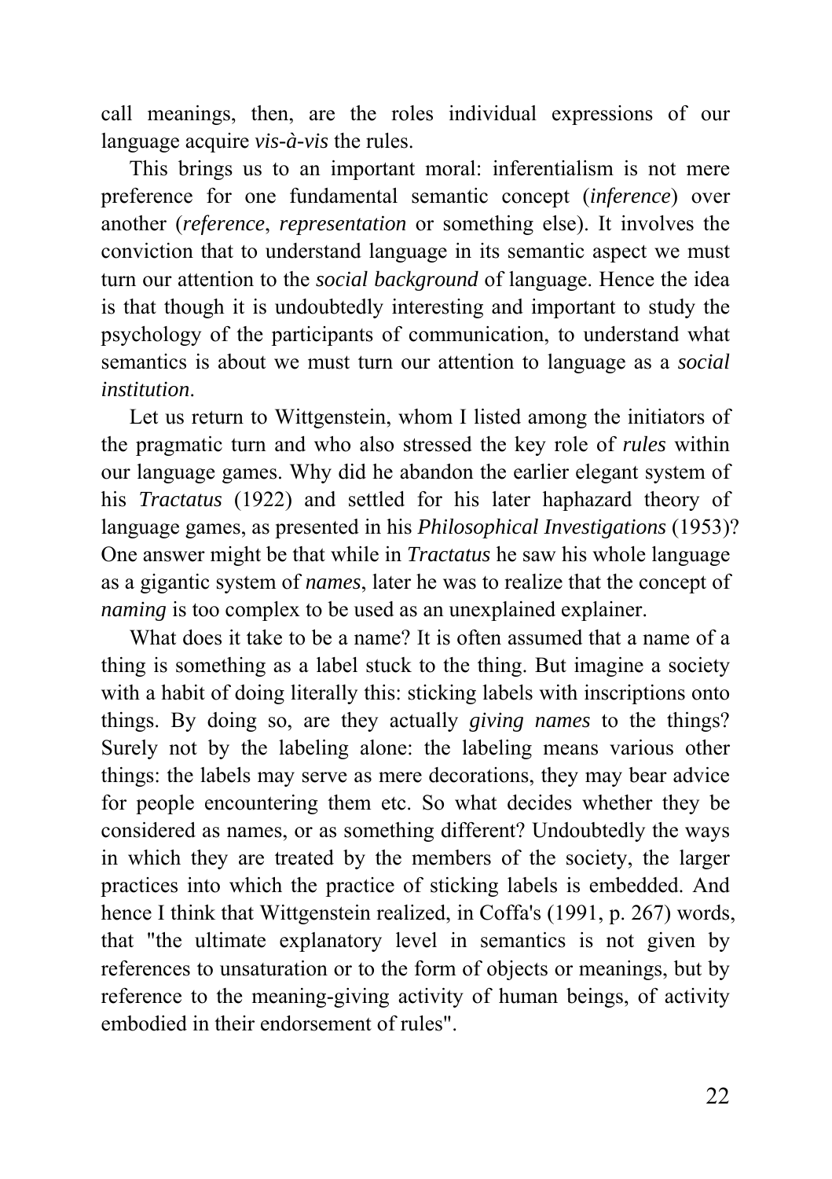call meanings, then, are the roles individual expressions of our language acquire *vis-à-vis* the rules.

This brings us to an important moral: inferentialism is not mere preference for one fundamental semantic concept (*inference*) over another (*reference*, *representation* or something else). It involves the conviction that to understand language in its semantic aspect we must turn our attention to the *social background* of language. Hence the idea is that though it is undoubtedly interesting and important to study the psychology of the participants of communication, to understand what semantics is about we must turn our attention to language as a *social institution*.

Let us return to Wittgenstein, whom I listed among the initiators of the pragmatic turn and who also stressed the key role of *rules* within our language games. Why did he abandon the earlier elegant system of his *Tractatus* (1922) and settled for his later haphazard theory of language games, as presented in his *Philosophical Investigations* (1953)? One answer might be that while in *Tractatus* he saw his whole language as a gigantic system of *names*, later he was to realize that the concept of *naming* is too complex to be used as an unexplained explainer.

What does it take to be a name? It is often assumed that a name of a thing is something as a label stuck to the thing. But imagine a society with a habit of doing literally this: sticking labels with inscriptions onto things. By doing so, are they actually *giving names* to the things? Surely not by the labeling alone: the labeling means various other things: the labels may serve as mere decorations, they may bear advice for people encountering them etc. So what decides whether they be considered as names, or as something different? Undoubtedly the ways in which they are treated by the members of the society, the larger practices into which the practice of sticking labels is embedded. And hence I think that Wittgenstein realized, in Coffa's (1991, p. 267) words, that "the ultimate explanatory level in semantics is not given by references to unsaturation or to the form of objects or meanings, but by reference to the meaning-giving activity of human beings, of activity embodied in their endorsement of rules".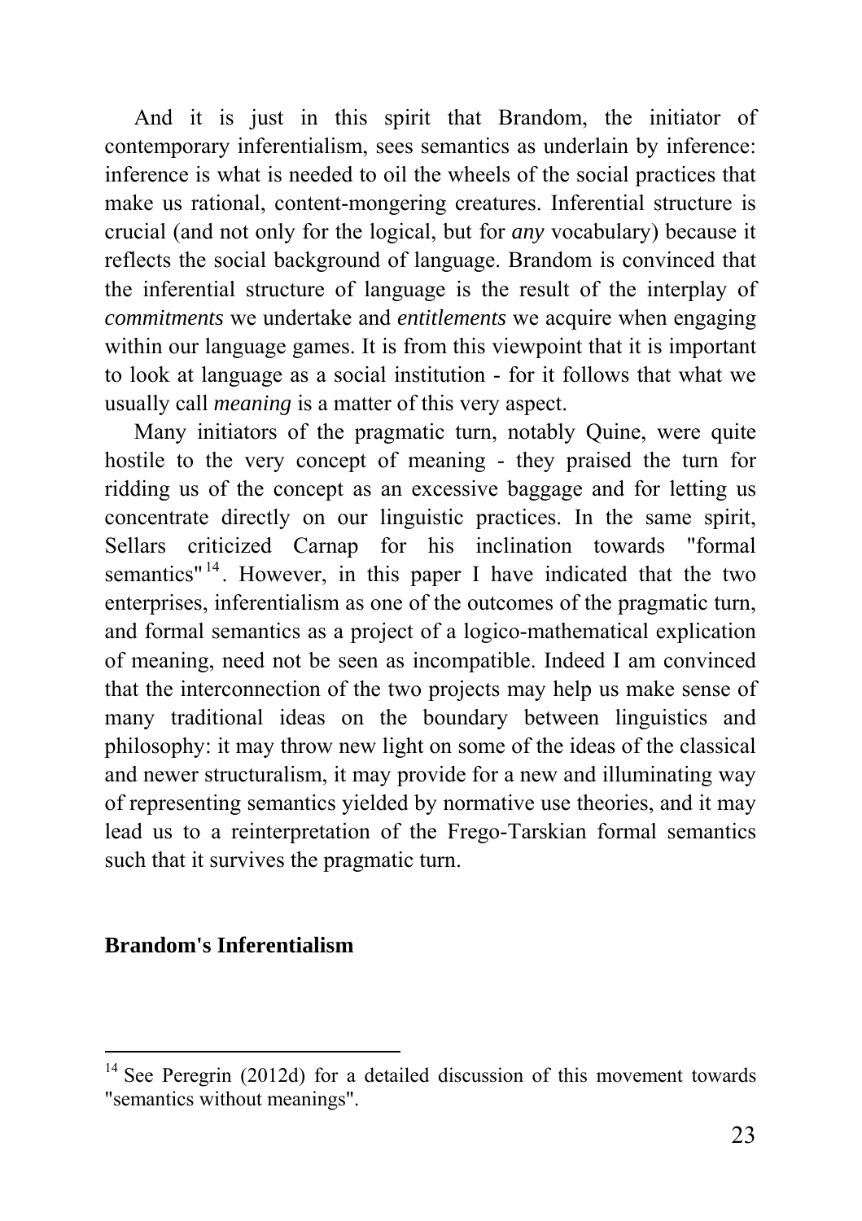And it is just in this spirit that Brandom, the initiator of contemporary inferentialism, sees semantics as underlain by inference: inference is what is needed to oil the wheels of the social practices that make us rational, content-mongering creatures. Inferential structure is crucial (and not only for the logical, but for *any* vocabulary) because it reflects the social background of language. Brandom is convinced that the inferential structure of language is the result of the interplay of *commitments* we undertake and *entitlements* we acquire when engaging within our language games. It is from this viewpoint that it is important to look at language as a social institution - for it follows that what we usually call *meaning* is a matter of this very aspect.

Many initiators of the pragmatic turn, notably Quine, were quite hostile to the very concept of meaning - they praised the turn for ridding us of the concept as an excessive baggage and for letting us concentrate directly on our linguistic practices. In the same spirit, Sellars criticized Carnap for his inclination towards "formal semantics"[14]. However, in this paper I have indicated that the two enterprises, inferentialism as one of the outcomes of the pragmatic turn, and formal semantics as a project of a logico-mathematical explication of meaning, need not be seen as incompatible. Indeed I am convinced that the interconnection of the two projects may help us make sense of many traditional ideas on the boundary between linguistics and philosophy: it may throw new light on some of the ideas of the classical and newer structuralism, it may provide for a new and illuminating way of representing semantics yielded by normative use theories, and it may lead us to a reinterpretation of the Frego-Tarskian formal semantics such that it survives the pragmatic turn.

## Brandom's Inferentialism

[14] See Peregrin (2012d) for a detailed discussion of this movement towards "semantics without meanings".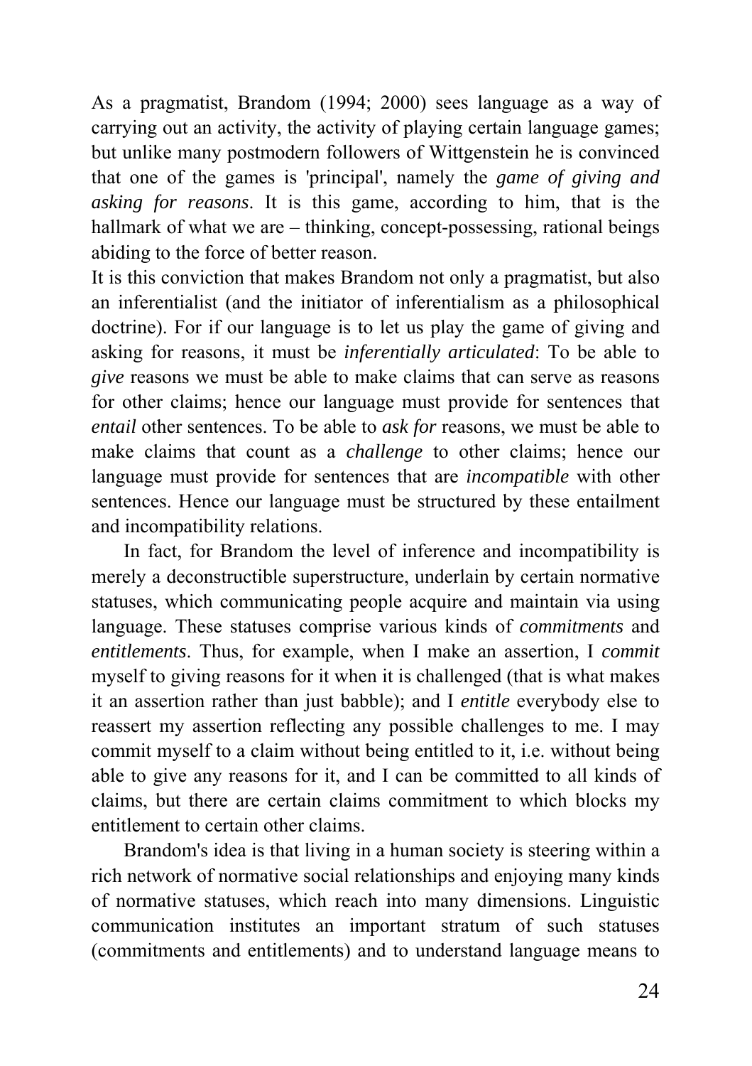As a pragmatist, Brandom (1994; 2000) sees language as a way of carrying out an activity, the activity of playing certain language games; but unlike many postmodern followers of Wittgenstein he is convinced that one of the games is 'principal', namely the *game of giving and asking for reasons*. It is this game, according to him, that is the hallmark of what we are – thinking, concept-possessing, rational beings abiding to the force of better reason.

It is this conviction that makes Brandom not only a pragmatist, but also an inferentialist (and the initiator of inferentialism as a philosophical doctrine). For if our language is to let us play the game of giving and asking for reasons, it must be *inferentially articulated*: To be able to *give* reasons we must be able to make claims that can serve as reasons for other claims; hence our language must provide for sentences that *entail* other sentences. To be able to *ask for* reasons, we must be able to make claims that count as a *challenge* to other claims; hence our language must provide for sentences that are *incompatible* with other sentences. Hence our language must be structured by these entailment and incompatibility relations.

In fact, for Brandom the level of inference and incompatibility is merely a deconstructible superstructure, underlain by certain normative statuses, which communicating people acquire and maintain via using language. These statuses comprise various kinds of *commitments* and *entitlements*. Thus, for example, when I make an assertion, I *commit* myself to giving reasons for it when it is challenged (that is what makes it an assertion rather than just babble); and I *entitle* everybody else to reassert my assertion reflecting any possible challenges to me. I may commit myself to a claim without being entitled to it, i.e. without being able to give any reasons for it, and I can be committed to all kinds of claims, but there are certain claims commitment to which blocks my entitlement to certain other claims.

Brandom's idea is that living in a human society is steering within a rich network of normative social relationships and enjoying many kinds of normative statuses, which reach into many dimensions. Linguistic communication institutes an important stratum of such statuses (commitments and entitlements) and to understand language means to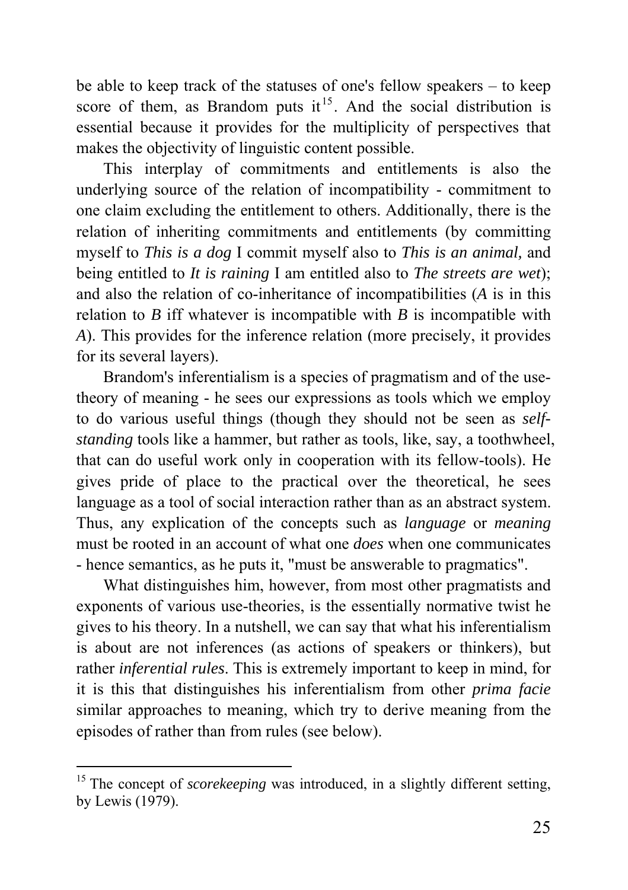be able to keep track of the statuses of one's fellow speakers – to keep score of them, as Brandom puts it[15]. And the social distribution is essential because it provides for the multiplicity of perspectives that makes the objectivity of linguistic content possible.

This interplay of commitments and entitlements is also the underlying source of the relation of incompatibility - commitment to one claim excluding the entitlement to others. Additionally, there is the relation of inheriting commitments and entitlements (by committing myself to *This is a dog* I commit myself also to *This is an animal,* and being entitled to *It is raining* I am entitled also to *The streets are wet*); and also the relation of co-inheritance of incompatibilities (*A* is in this relation to *B* iff whatever is incompatible with *B* is incompatible with *A*). This provides for the inference relation (more precisely, it provides for its several layers).

Brandom's inferentialism is a species of pragmatism and of the use-theory of meaning - he sees our expressions as tools which we employ to do various useful things (though they should not be seen as *self-standing* tools like a hammer, but rather as tools, like, say, a toothwheel, that can do useful work only in cooperation with its fellow-tools). He gives pride of place to the practical over the theoretical, he sees language as a tool of social interaction rather than as an abstract system. Thus, any explication of the concepts such as *language* or *meaning* must be rooted in an account of what one *does* when one communicates - hence semantics, as he puts it, "must be answerable to pragmatics".

What distinguishes him, however, from most other pragmatists and exponents of various use-theories, is the essentially normative twist he gives to his theory. In a nutshell, we can say that what his inferentialism is about are not inferences (as actions of speakers or thinkers), but rather *inferential rules*. This is extremely important to keep in mind, for it is this that distinguishes his inferentialism from other *prima facie* similar approaches to meaning, which try to derive meaning from the episodes of rather than from rules (see below).

[15] The concept of *scorekeeping* was introduced, in a slightly different setting, by Lewis (1979).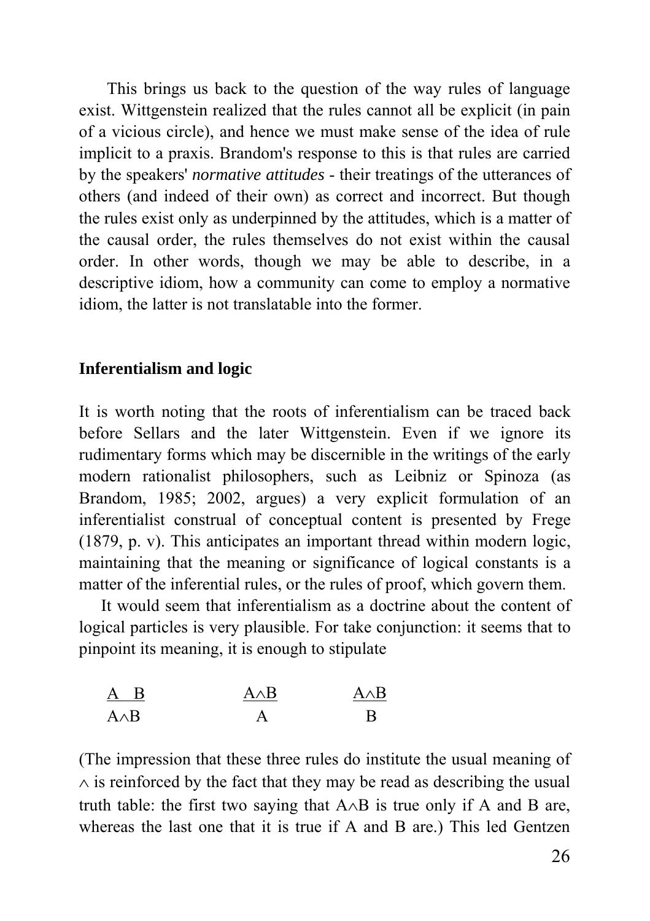This brings us back to the question of the way rules of language exist. Wittgenstein realized that the rules cannot all be explicit (in pain of a vicious circle), and hence we must make sense of the idea of rule implicit to a praxis. Brandom's response to this is that rules are carried by the speakers' *normative attitudes* - their treatings of the utterances of others (and indeed of their own) as correct and incorrect. But though the rules exist only as underpinned by the attitudes, which is a matter of the causal order, the rules themselves do not exist within the causal order. In other words, though we may be able to describe, in a descriptive idiom, how a community can come to employ a normative idiom, the latter is not translatable into the former.

## Inferentialism and logic

It is worth noting that the roots of inferentialism can be traced back before Sellars and the later Wittgenstein. Even if we ignore its rudimentary forms which may be discernible in the writings of the early modern rationalist philosophers, such as Leibniz or Spinoza (as Brandom, 1985; 2002, argues) a very explicit formulation of an inferentialist construal of conceptual content is presented by Frege (1879, p. v). This anticipates an important thread within modern logic, maintaining that the meaning or significance of logical constants is a matter of the inferential rules, or the rules of proof, which govern them.

It would seem that inferentialism as a doctrine about the content of logical particles is very plausible. For take conjunction: it seems that to pinpoint its meaning, it is enough to stipulate

$$\frac{A \quad B}{A \wedge B} \qquad\qquad \frac{A \wedge B}{A} \qquad\qquad \frac{A \wedge B}{B}$$

(The impression that these three rules do institute the usual meaning of $\wedge$ is reinforced by the fact that they may be read as describing the usual truth table: the first two saying that $A \wedge B$ is true only if A and B are, whereas the last one that it is true if A and B are.) This led Gentzen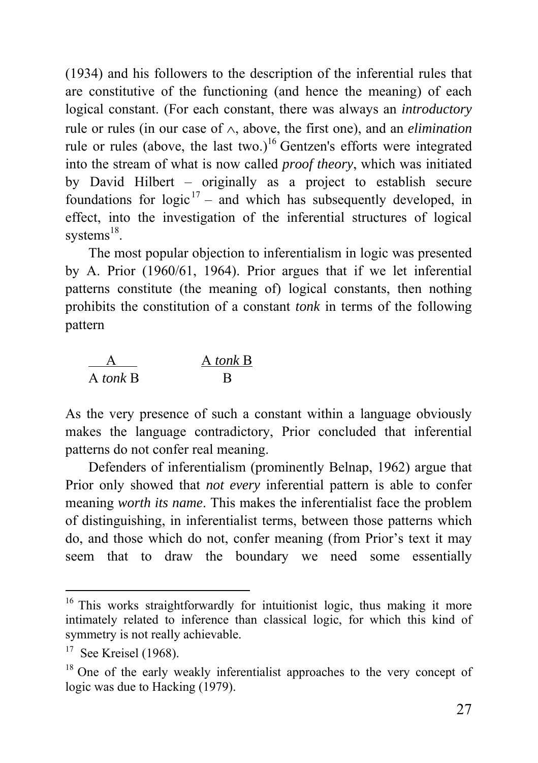(1934) and his followers to the description of the inferential rules that are constitutive of the functioning (and hence the meaning) of each logical constant. (For each constant, there was always an *introductory* rule or rules (in our case of $\wedge$, above, the first one), and an *elimination* rule or rules (above, the last two.)[16] Gentzen's efforts were integrated into the stream of what is now called *proof theory*, which was initiated by David Hilbert – originally as a project to establish secure foundations for logic[17] – and which has subsequently developed, in effect, into the investigation of the inferential structures of logical systems[18].

The most popular objection to inferentialism in logic was presented by A. Prior (1960/61, 1964). Prior argues that if we let inferential patterns constitute (the meaning of) logical constants, then nothing prohibits the constitution of a constant *tonk* in terms of the following pattern

$$\frac{A}{A \textit{ tonk } B} \qquad \frac{A \textit{ tonk } B}{B}$$

As the very presence of such a constant within a language obviously makes the language contradictory, Prior concluded that inferential patterns do not confer real meaning.

Defenders of inferentialism (prominently Belnap, 1962) argue that Prior only showed that *not every* inferential pattern is able to confer meaning *worth its name*. This makes the inferentialist face the problem of distinguishing, in inferentialist terms, between those patterns which do, and those which do not, confer meaning (from Prior's text it may seem that to draw the boundary we need some essentially

---

[16] This works straightforwardly for intuitionist logic, thus making it more intimately related to inference than classical logic, for which this kind of symmetry is not really achievable.

[17] See Kreisel (1968).

[18] One of the early weakly inferentialist approaches to the very concept of logic was due to Hacking (1979).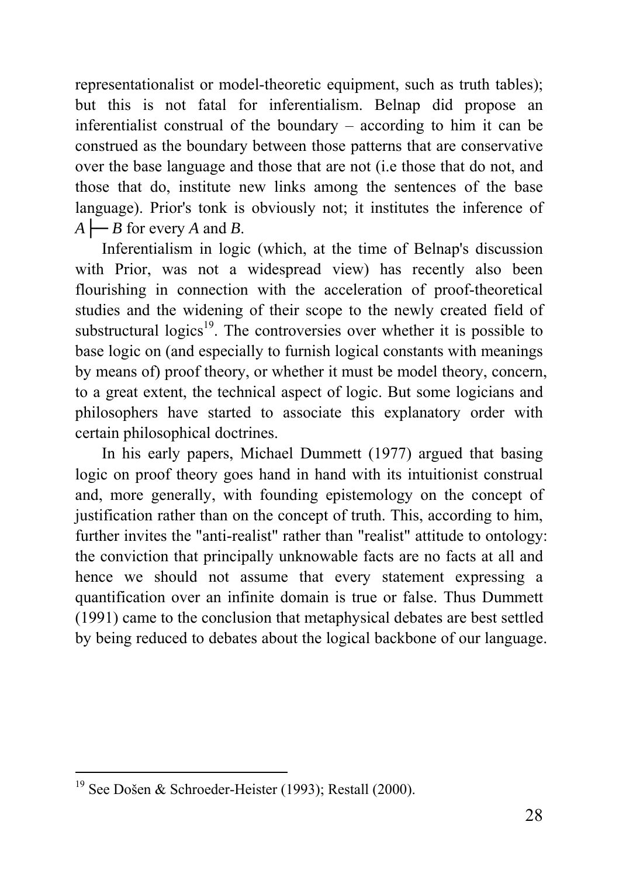representationalist or model-theoretic equipment, such as truth tables); but this is not fatal for inferentialism. Belnap did propose an inferentialist construal of the boundary – according to him it can be construed as the boundary between those patterns that are conservative over the base language and those that are not (i.e those that do not, and those that do, institute new links among the sentences of the base language). Prior's tonk is obviously not; it institutes the inference of $A \vdash B$ for every *A* and *B*.

Inferentialism in logic (which, at the time of Belnap's discussion with Prior, was not a widespread view) has recently also been flourishing in connection with the acceleration of proof-theoretical studies and the widening of their scope to the newly created field of substructural logics[19]. The controversies over whether it is possible to base logic on (and especially to furnish logical constants with meanings by means of) proof theory, or whether it must be model theory, concern, to a great extent, the technical aspect of logic. But some logicians and philosophers have started to associate this explanatory order with certain philosophical doctrines.

In his early papers, Michael Dummett (1977) argued that basing logic on proof theory goes hand in hand with its intuitionist construal and, more generally, with founding epistemology on the concept of justification rather than on the concept of truth. This, according to him, further invites the "anti-realist" rather than "realist" attitude to ontology: the conviction that principally unknowable facts are no facts at all and hence we should not assume that every statement expressing a quantification over an infinite domain is true or false. Thus Dummett (1991) came to the conclusion that metaphysical debates are best settled by being reduced to debates about the logical backbone of our language.

---

[19] See Došen & Schroeder-Heister (1993); Restall (2000).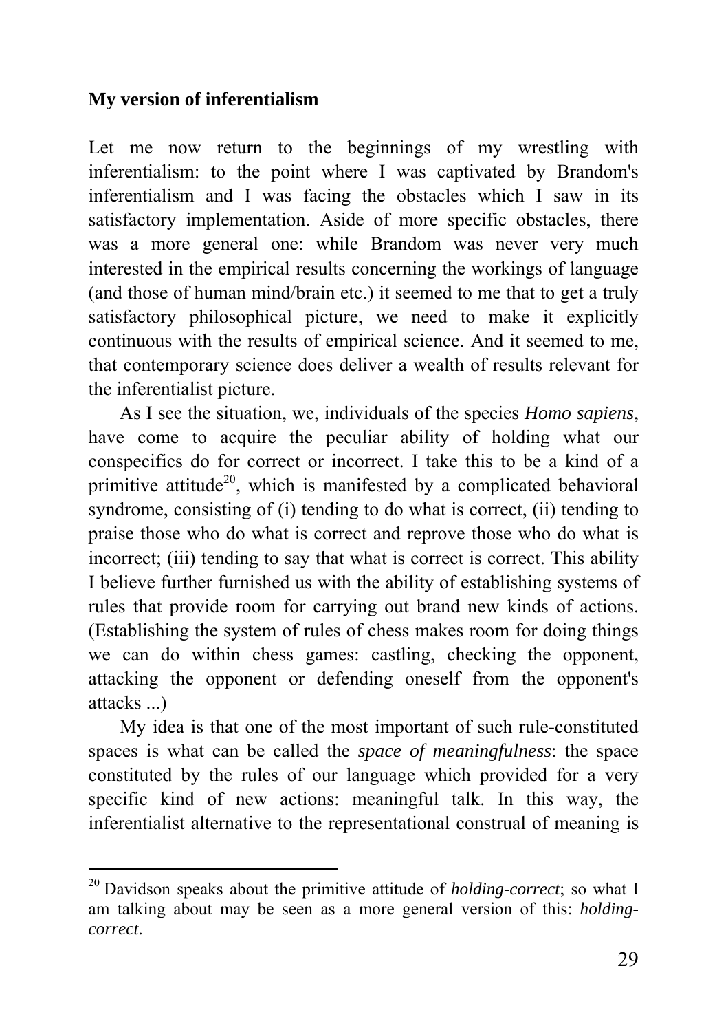## My version of inferentialism

Let me now return to the beginnings of my wrestling with inferentialism: to the point where I was captivated by Brandom's inferentialism and I was facing the obstacles which I saw in its satisfactory implementation. Aside of more specific obstacles, there was a more general one: while Brandom was never very much interested in the empirical results concerning the workings of language (and those of human mind/brain etc.) it seemed to me that to get a truly satisfactory philosophical picture, we need to make it explicitly continuous with the results of empirical science. And it seemed to me, that contemporary science does deliver a wealth of results relevant for the inferentialist picture.

As I see the situation, we, individuals of the species *Homo sapiens*, have come to acquire the peculiar ability of holding what our conspecifics do for correct or incorrect. I take this to be a kind of a primitive attitude[20], which is manifested by a complicated behavioral syndrome, consisting of (i) tending to do what is correct, (ii) tending to praise those who do what is correct and reprove those who do what is incorrect; (iii) tending to say that what is correct is correct. This ability I believe further furnished us with the ability of establishing systems of rules that provide room for carrying out brand new kinds of actions. (Establishing the system of rules of chess makes room for doing things we can do within chess games: castling, checking the opponent, attacking the opponent or defending oneself from the opponent's attacks ...)

My idea is that one of the most important of such rule-constituted spaces is what can be called the *space of meaningfulness*: the space constituted by the rules of our language which provided for a very specific kind of new actions: meaningful talk. In this way, the inferentialist alternative to the representational construal of meaning is

[20] Davidson speaks about the primitive attitude of *holding-correct*; so what I am talking about may be seen as a more general version of this: *holding-correct*.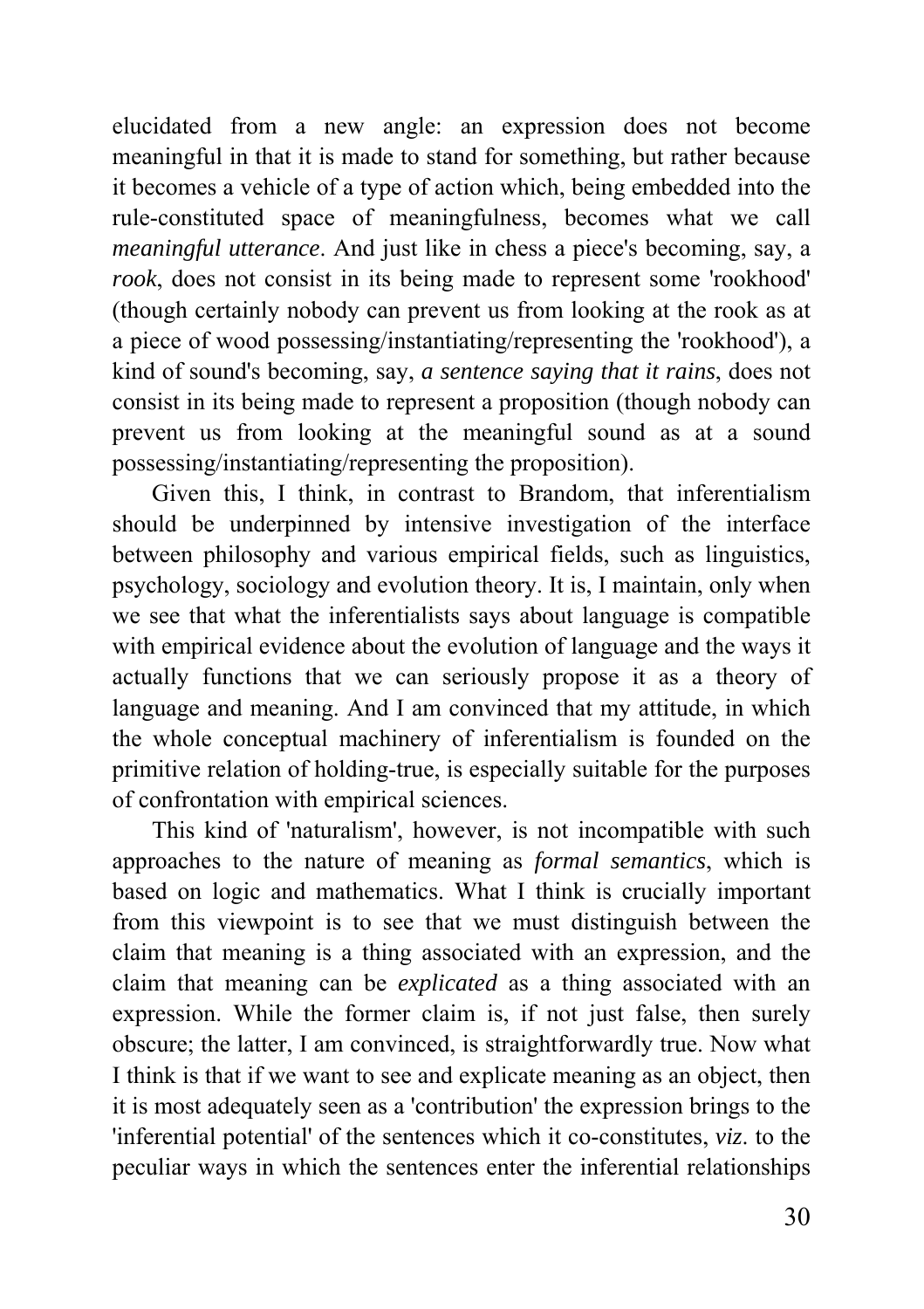elucidated from a new angle: an expression does not become meaningful in that it is made to stand for something, but rather because it becomes a vehicle of a type of action which, being embedded into the rule-constituted space of meaningfulness, becomes what we call *meaningful utterance*. And just like in chess a piece's becoming, say, a *rook*, does not consist in its being made to represent some 'rookhood' (though certainly nobody can prevent us from looking at the rook as at a piece of wood possessing/instantiating/representing the 'rookhood'), a kind of sound's becoming, say, *a sentence saying that it rains*, does not consist in its being made to represent a proposition (though nobody can prevent us from looking at the meaningful sound as at a sound possessing/instantiating/representing the proposition).

Given this, I think, in contrast to Brandom, that inferentialism should be underpinned by intensive investigation of the interface between philosophy and various empirical fields, such as linguistics, psychology, sociology and evolution theory. It is, I maintain, only when we see that what the inferentialists says about language is compatible with empirical evidence about the evolution of language and the ways it actually functions that we can seriously propose it as a theory of language and meaning. And I am convinced that my attitude, in which the whole conceptual machinery of inferentialism is founded on the primitive relation of holding-true, is especially suitable for the purposes of confrontation with empirical sciences.

This kind of 'naturalism', however, is not incompatible with such approaches to the nature of meaning as *formal semantics*, which is based on logic and mathematics. What I think is crucially important from this viewpoint is to see that we must distinguish between the claim that meaning is a thing associated with an expression, and the claim that meaning can be *explicated* as a thing associated with an expression. While the former claim is, if not just false, then surely obscure; the latter, I am convinced, is straightforwardly true. Now what I think is that if we want to see and explicate meaning as an object, then it is most adequately seen as a 'contribution' the expression brings to the 'inferential potential' of the sentences which it co-constitutes, *viz*. to the peculiar ways in which the sentences enter the inferential relationships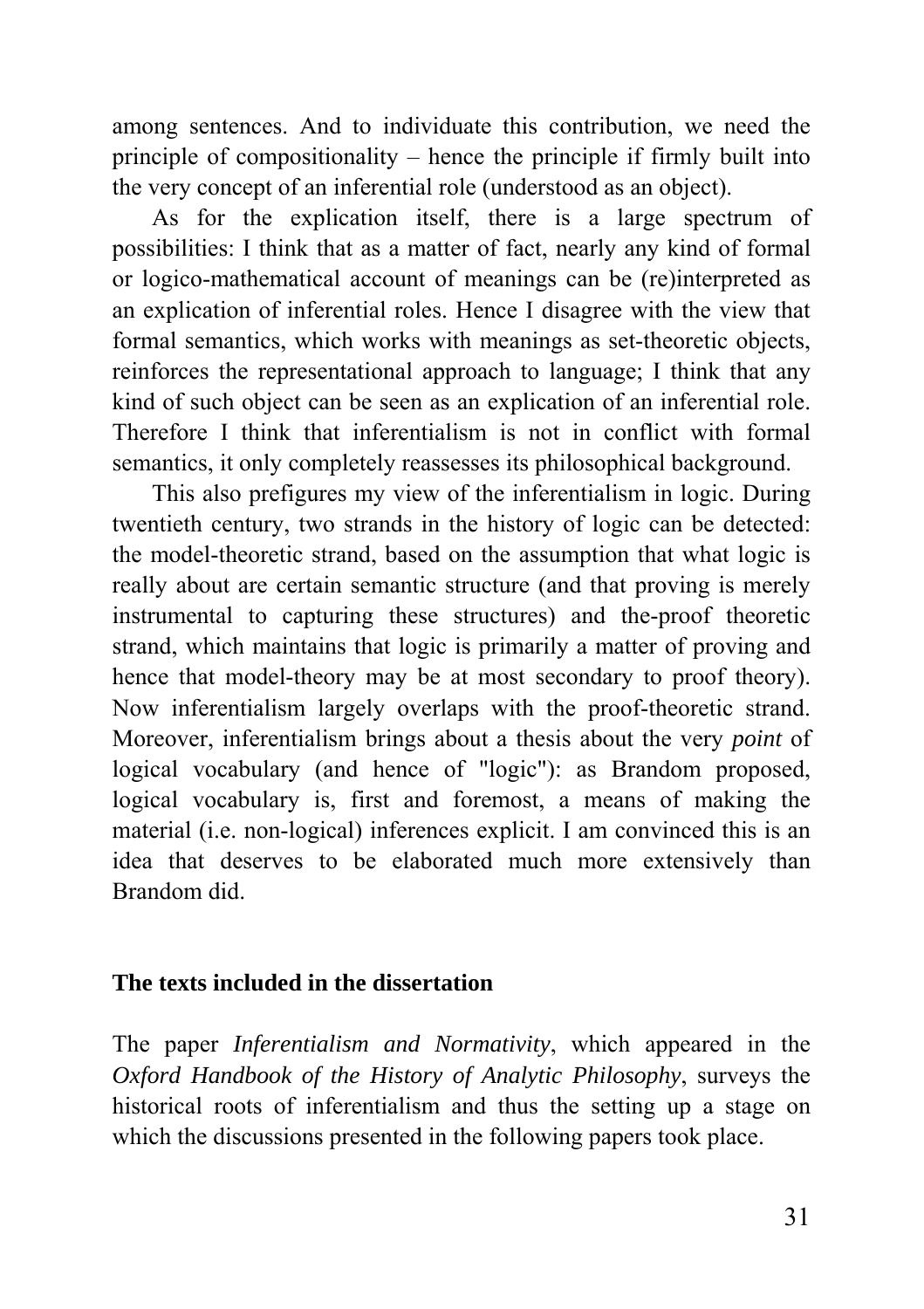among sentences. And to individuate this contribution, we need the principle of compositionality – hence the principle if firmly built into the very concept of an inferential role (understood as an object).

As for the explication itself, there is a large spectrum of possibilities: I think that as a matter of fact, nearly any kind of formal or logico-mathematical account of meanings can be (re)interpreted as an explication of inferential roles. Hence I disagree with the view that formal semantics, which works with meanings as set-theoretic objects, reinforces the representational approach to language; I think that any kind of such object can be seen as an explication of an inferential role. Therefore I think that inferentialism is not in conflict with formal semantics, it only completely reassesses its philosophical background.

This also prefigures my view of the inferentialism in logic. During twentieth century, two strands in the history of logic can be detected: the model-theoretic strand, based on the assumption that what logic is really about are certain semantic structure (and that proving is merely instrumental to capturing these structures) and the-proof theoretic strand, which maintains that logic is primarily a matter of proving and hence that model-theory may be at most secondary to proof theory). Now inferentialism largely overlaps with the proof-theoretic strand. Moreover, inferentialism brings about a thesis about the very *point* of logical vocabulary (and hence of "logic"): as Brandom proposed, logical vocabulary is, first and foremost, a means of making the material (i.e. non-logical) inferences explicit. I am convinced this is an idea that deserves to be elaborated much more extensively than Brandom did.

## The texts included in the dissertation

The paper *Inferentialism and Normativity*, which appeared in the *Oxford Handbook of the History of Analytic Philosophy*, surveys the historical roots of inferentialism and thus the setting up a stage on which the discussions presented in the following papers took place.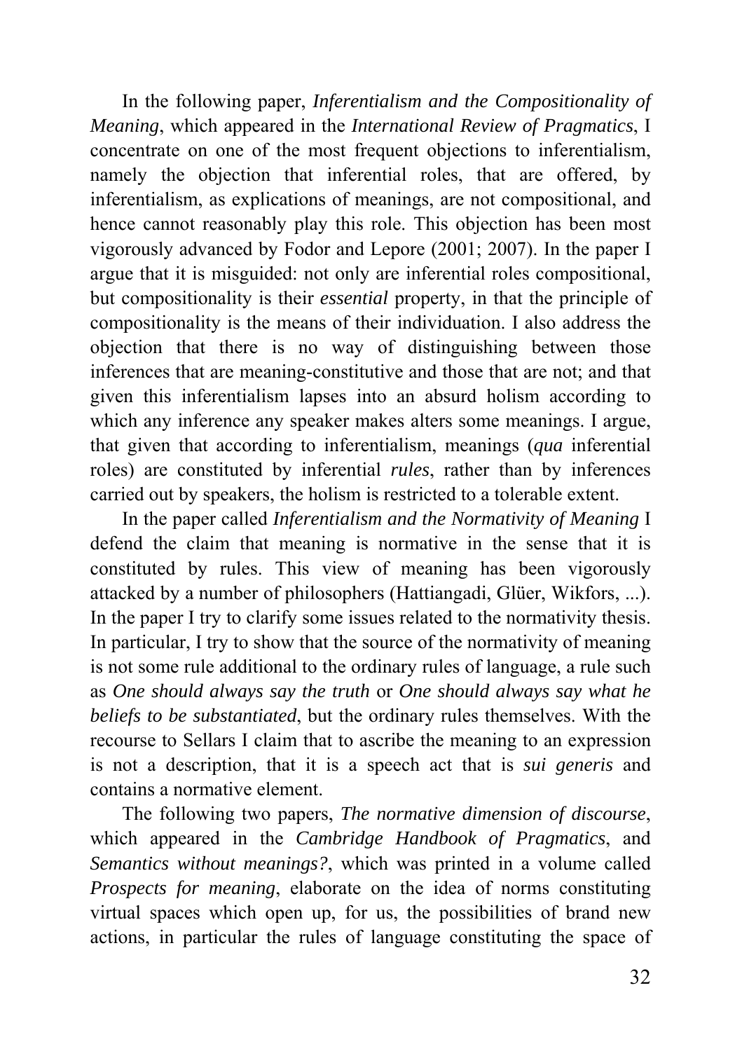In the following paper, *Inferentialism and the Compositionality of Meaning*, which appeared in the *International Review of Pragmatics*, I concentrate on one of the most frequent objections to inferentialism, namely the objection that inferential roles, that are offered, by inferentialism, as explications of meanings, are not compositional, and hence cannot reasonably play this role. This objection has been most vigorously advanced by Fodor and Lepore (2001; 2007). In the paper I argue that it is misguided: not only are inferential roles compositional, but compositionality is their *essential* property, in that the principle of compositionality is the means of their individuation. I also address the objection that there is no way of distinguishing between those inferences that are meaning-constitutive and those that are not; and that given this inferentialism lapses into an absurd holism according to which any inference any speaker makes alters some meanings. I argue, that given that according to inferentialism, meanings (*qua* inferential roles) are constituted by inferential *rules*, rather than by inferences carried out by speakers, the holism is restricted to a tolerable extent.

In the paper called *Inferentialism and the Normativity of Meaning* I defend the claim that meaning is normative in the sense that it is constituted by rules. This view of meaning has been vigorously attacked by a number of philosophers (Hattiangadi, Glüer, Wikfors, ...). In the paper I try to clarify some issues related to the normativity thesis. In particular, I try to show that the source of the normativity of meaning is not some rule additional to the ordinary rules of language, a rule such as *One should always say the truth* or *One should always say what he beliefs to be substantiated*, but the ordinary rules themselves. With the recourse to Sellars I claim that to ascribe the meaning to an expression is not a description, that it is a speech act that is *sui generis* and contains a normative element.

The following two papers, *The normative dimension of discourse*, which appeared in the *Cambridge Handbook of Pragmatics*, and *Semantics without meanings?*, which was printed in a volume called *Prospects for meaning*, elaborate on the idea of norms constituting virtual spaces which open up, for us, the possibilities of brand new actions, in particular the rules of language constituting the space of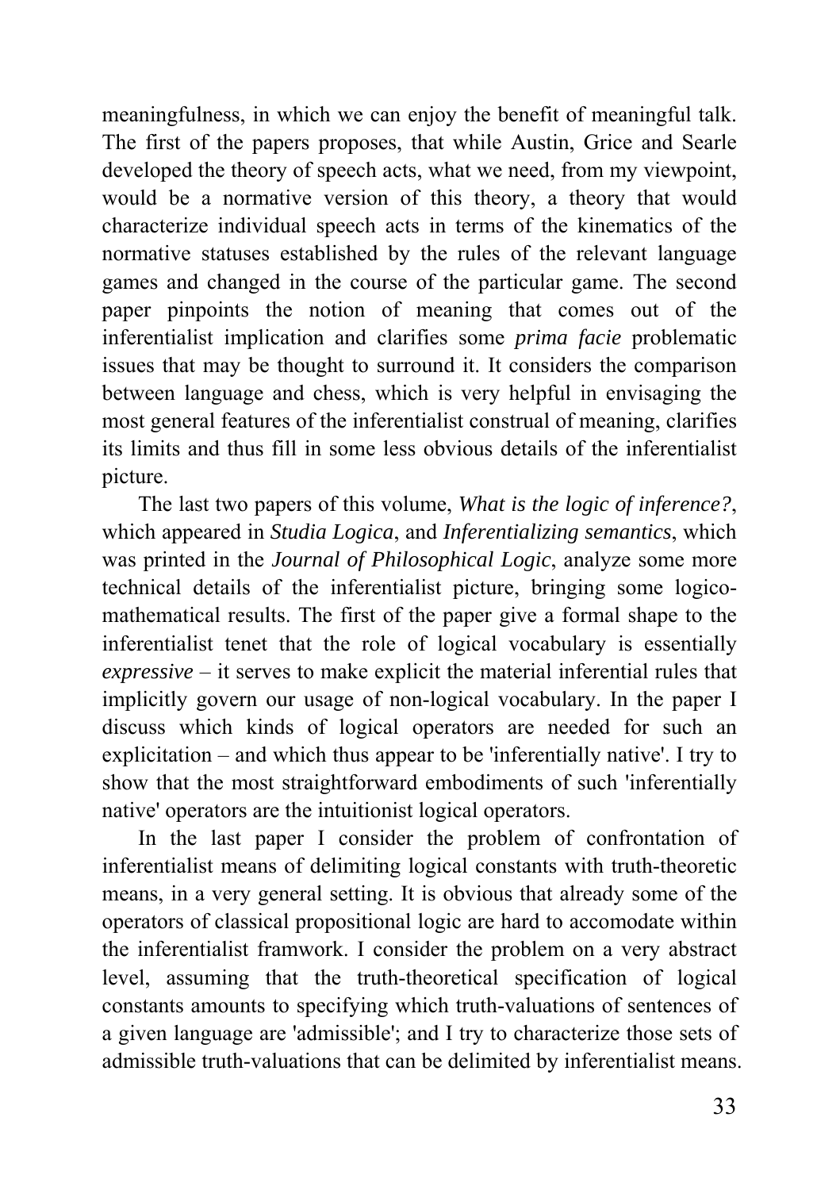meaningfulness, in which we can enjoy the benefit of meaningful talk. The first of the papers proposes, that while Austin, Grice and Searle developed the theory of speech acts, what we need, from my viewpoint, would be a normative version of this theory, a theory that would characterize individual speech acts in terms of the kinematics of the normative statuses established by the rules of the relevant language games and changed in the course of the particular game. The second paper pinpoints the notion of meaning that comes out of the inferentialist implication and clarifies some *prima facie* problematic issues that may be thought to surround it. It considers the comparison between language and chess, which is very helpful in envisaging the most general features of the inferentialist construal of meaning, clarifies its limits and thus fill in some less obvious details of the inferentialist picture.

The last two papers of this volume, *What is the logic of inference?*, which appeared in *Studia Logica*, and *Inferentializing semantics*, which was printed in the *Journal of Philosophical Logic*, analyze some more technical details of the inferentialist picture, bringing some logico-mathematical results. The first of the paper give a formal shape to the inferentialist tenet that the role of logical vocabulary is essentially *expressive* – it serves to make explicit the material inferential rules that implicitly govern our usage of non-logical vocabulary. In the paper I discuss which kinds of logical operators are needed for such an explicitation – and which thus appear to be 'inferentially native'. I try to show that the most straightforward embodiments of such 'inferentially native' operators are the intuitionist logical operators.

In the last paper I consider the problem of confrontation of inferentialist means of delimiting logical constants with truth-theoretic means, in a very general setting. It is obvious that already some of the operators of classical propositional logic are hard to accomodate within the inferentialist framwork. I consider the problem on a very abstract level, assuming that the truth-theoretical specification of logical constants amounts to specifying which truth-valuations of sentences of a given language are 'admissible'; and I try to characterize those sets of admissible truth-valuations that can be delimited by inferentialist means.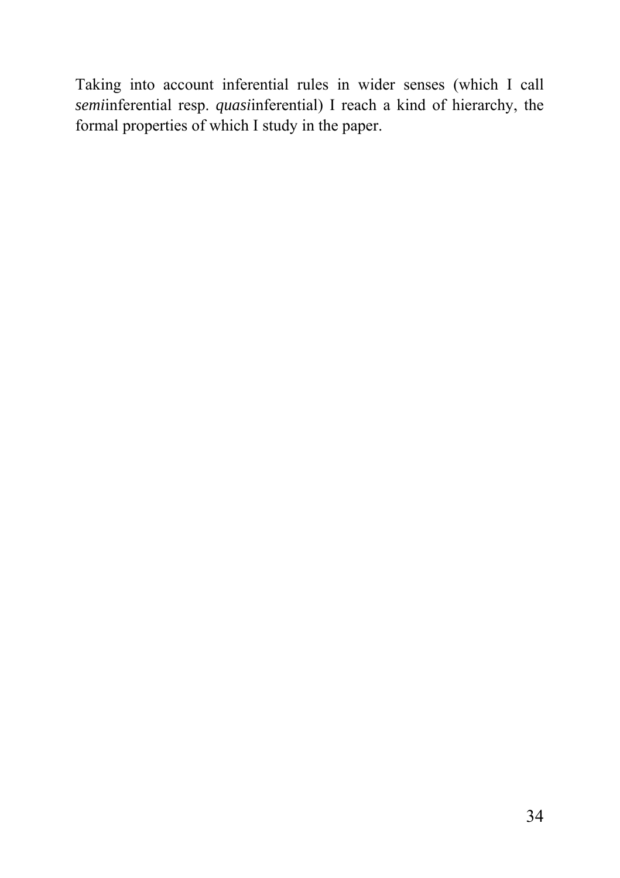Taking into account inferential rules in wider senses (which I call *semi*inferential resp. *quasi*inferential) I reach a kind of hierarchy, the formal properties of which I study in the paper.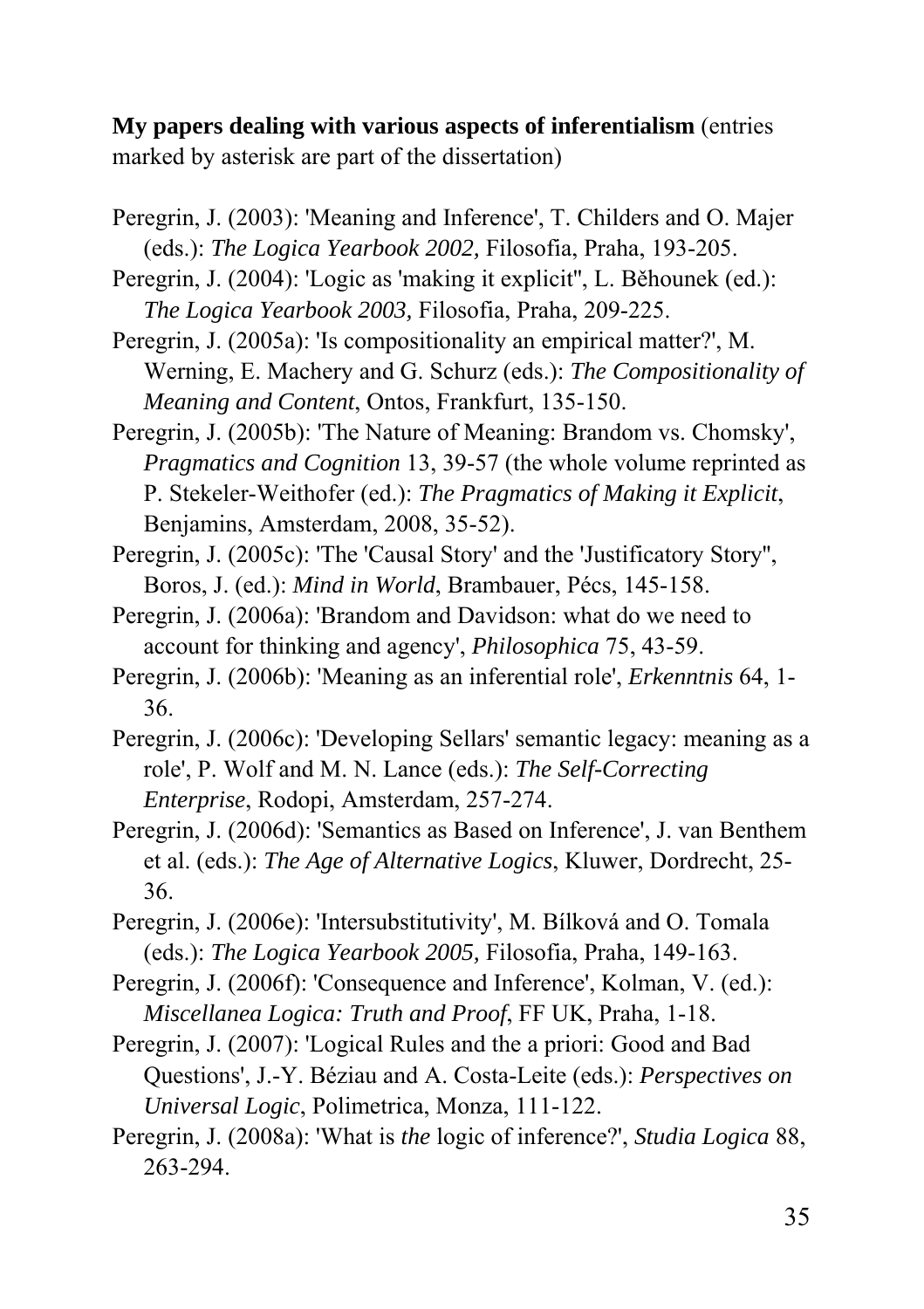**My papers dealing with various aspects of inferentialism** (entries marked by asterisk are part of the dissertation)

Peregrin, J. (2003): 'Meaning and Inference', T. Childers and O. Majer (eds.): *The Logica Yearbook 2002,* Filosofia, Praha, 193-205.

Peregrin, J. (2004): 'Logic as 'making it explicit'', L. Běhounek (ed.): *The Logica Yearbook 2003,* Filosofia, Praha, 209-225.

Peregrin, J. (2005a): 'Is compositionality an empirical matter?', M. Werning, E. Machery and G. Schurz (eds.): *The Compositionality of Meaning and Content*, Ontos, Frankfurt, 135-150.

Peregrin, J. (2005b): 'The Nature of Meaning: Brandom vs. Chomsky', *Pragmatics and Cognition* 13, 39-57 (the whole volume reprinted as P. Stekeler-Weithofer (ed.): *The Pragmatics of Making it Explicit*, Benjamins, Amsterdam, 2008, 35-52).

Peregrin, J. (2005c): 'The 'Causal Story' and the 'Justificatory Story'', Boros, J. (ed.): *Mind in World*, Brambauer, Pécs, 145-158.

Peregrin, J. (2006a): 'Brandom and Davidson: what do we need to account for thinking and agency', *Philosophica* 75, 43-59.

Peregrin, J. (2006b): 'Meaning as an inferential role', *Erkenntnis* 64, 1-36.

Peregrin, J. (2006c): 'Developing Sellars' semantic legacy: meaning as a role', P. Wolf and M. N. Lance (eds.): *The Self-Correcting Enterprise*, Rodopi, Amsterdam, 257-274.

Peregrin, J. (2006d): 'Semantics as Based on Inference', J. van Benthem et al. (eds.): *The Age of Alternative Logics*, Kluwer, Dordrecht, 25-36.

Peregrin, J. (2006e): 'Intersubstitutivity', M. Bílková and O. Tomala (eds.): *The Logica Yearbook 2005,* Filosofia, Praha, 149-163.

Peregrin, J. (2006f): 'Consequence and Inference', Kolman, V. (ed.): *Miscellanea Logica: Truth and Proof*, FF UK, Praha, 1-18.

Peregrin, J. (2007): 'Logical Rules and the a priori: Good and Bad Questions', J.-Y. Béziau and A. Costa-Leite (eds.): *Perspectives on Universal Logic*, Polimetrica, Monza, 111-122.

Peregrin, J. (2008a): 'What is *the* logic of inference?', *Studia Logica* 88, 263-294.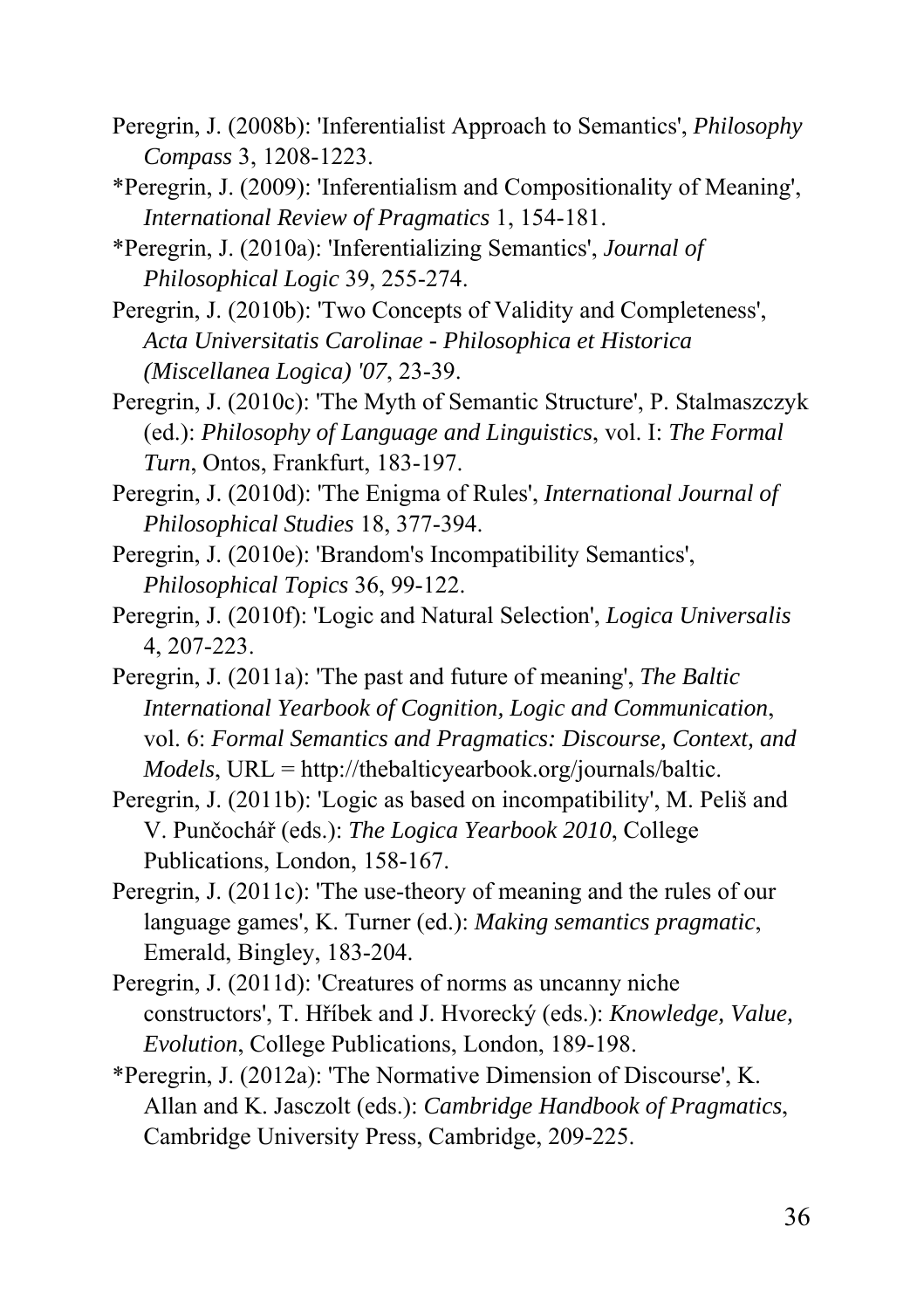Peregrin, J. (2008b): 'Inferentialist Approach to Semantics', *Philosophy Compass* 3, 1208-1223.

*Peregrin, J. (2009): 'Inferentialism and Compositionality of Meaning', *International Review of Pragmatics* 1, 154-181.

*Peregrin, J. (2010a): 'Inferentializing Semantics', *Journal of Philosophical Logic* 39, 255-274.

Peregrin, J. (2010b): 'Two Concepts of Validity and Completeness', *Acta Universitatis Carolinae - Philosophica et Historica (Miscellanea Logica) '07*, 23-39.

Peregrin, J. (2010c): 'The Myth of Semantic Structure', P. Stalmaszczyk (ed.): *Philosophy of Language and Linguistics*, vol. I: *The Formal Turn*, Ontos, Frankfurt, 183-197.

Peregrin, J. (2010d): 'The Enigma of Rules', *International Journal of Philosophical Studies* 18, 377-394.

Peregrin, J. (2010e): 'Brandom's Incompatibility Semantics', *Philosophical Topics* 36, 99-122.

Peregrin, J. (2010f): 'Logic and Natural Selection', *Logica Universalis* 4, 207-223.

Peregrin, J. (2011a): 'The past and future of meaning', *The Baltic International Yearbook of Cognition, Logic and Communication*, vol. 6: *Formal Semantics and Pragmatics: Discourse, Context, and Models*, URL = http://thebalticyearbook.org/journals/baltic.

Peregrin, J. (2011b): 'Logic as based on incompatibility', M. Peliš and V. Punčochář (eds.): *The Logica Yearbook 2010*, College Publications, London, 158-167.

Peregrin, J. (2011c): 'The use-theory of meaning and the rules of our language games', K. Turner (ed.): *Making semantics pragmatic*, Emerald, Bingley, 183-204.

Peregrin, J. (2011d): 'Creatures of norms as uncanny niche constructors', T. Hříbek and J. Hvorecký (eds.): *Knowledge, Value, Evolution*, College Publications, London, 189-198.

*Peregrin, J. (2012a): 'The Normative Dimension of Discourse', K. Allan and K. Jasczolt (eds.): *Cambridge Handbook of Pragmatics*, Cambridge University Press, Cambridge, 209-225.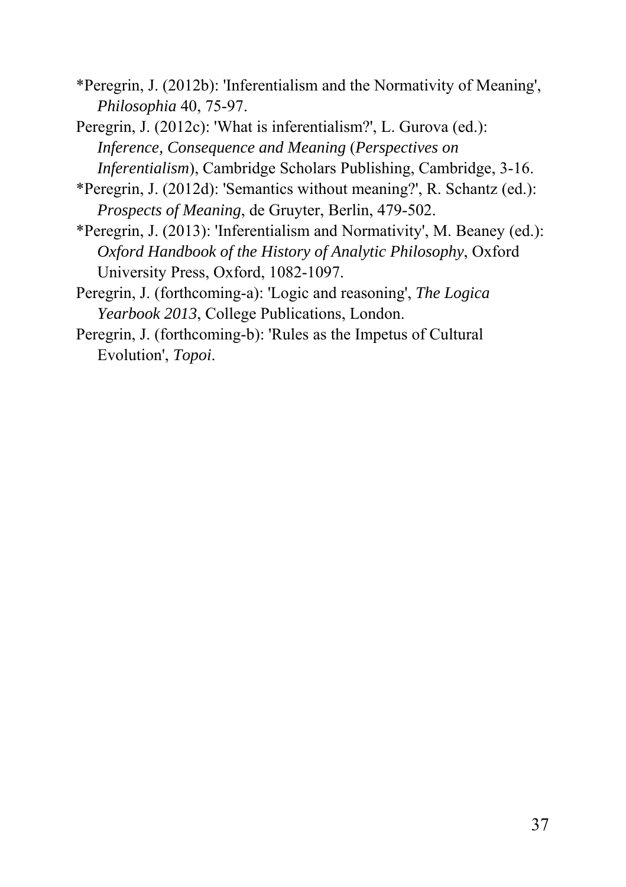*Peregrin, J. (2012b): 'Inferentialism and the Normativity of Meaning', *Philosophia* 40, 75-97.

Peregrin, J. (2012c): 'What is inferentialism?', L. Gurova (ed.): *Inference, Consequence and Meaning* (*Perspectives on Inferentialism*), Cambridge Scholars Publishing, Cambridge, 3-16.

*Peregrin, J. (2012d): 'Semantics without meaning?', R. Schantz (ed.): *Prospects of Meaning*, de Gruyter, Berlin, 479-502.

*Peregrin, J. (2013): 'Inferentialism and Normativity', M. Beaney (ed.): *Oxford Handbook of the History of Analytic Philosophy*, Oxford University Press, Oxford, 1082-1097.

Peregrin, J. (forthcoming-a): 'Logic and reasoning', *The Logica Yearbook 2013*, College Publications, London.

Peregrin, J. (forthcoming-b): 'Rules as the Impetus of Cultural Evolution', *Topoi*.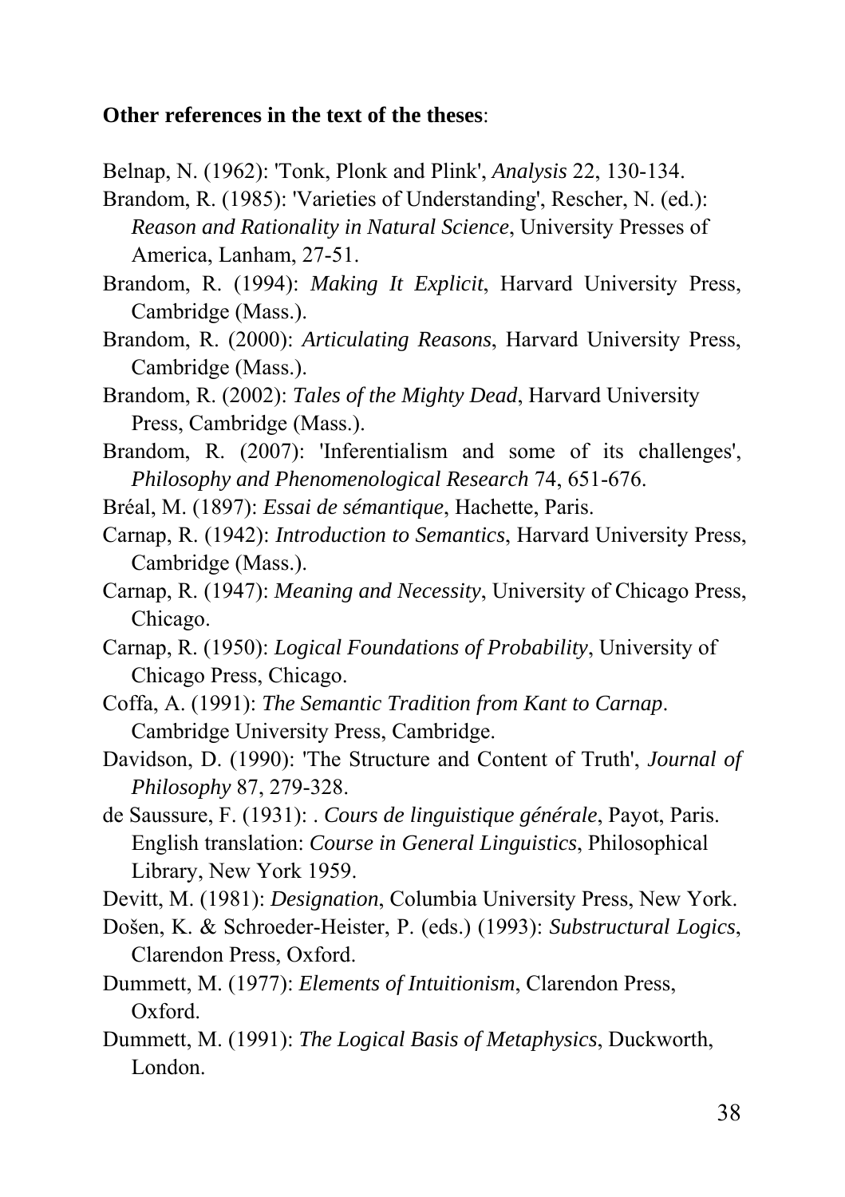**Other references in the text of the theses**:

Belnap, N. (1962): 'Tonk, Plonk and Plink', *Analysis* 22, 130-134.

Brandom, R. (1985): 'Varieties of Understanding', Rescher, N. (ed.): *Reason and Rationality in Natural Science*, University Presses of America, Lanham, 27-51.

Brandom, R. (1994): *Making It Explicit*, Harvard University Press, Cambridge (Mass.).

Brandom, R. (2000): *Articulating Reasons*, Harvard University Press, Cambridge (Mass.).

Brandom, R. (2002): *Tales of the Mighty Dead*, Harvard University Press, Cambridge (Mass.).

Brandom, R. (2007): 'Inferentialism and some of its challenges', *Philosophy and Phenomenological Research* 74, 651-676.

Bréal, M. (1897): *Essai de sémantique*, Hachette, Paris.

Carnap, R. (1942): *Introduction to Semantics*, Harvard University Press, Cambridge (Mass.).

Carnap, R. (1947): *Meaning and Necessity*, University of Chicago Press, Chicago.

Carnap, R. (1950): *Logical Foundations of Probability*, University of Chicago Press, Chicago.

Coffa, A. (1991): *The Semantic Tradition from Kant to Carnap*. Cambridge University Press, Cambridge.

Davidson, D. (1990): 'The Structure and Content of Truth', *Journal of Philosophy* 87, 279-328.

de Saussure, F. (1931): . *Cours de linguistique générale*, Payot, Paris. English translation: *Course in General Linguistics*, Philosophical Library, New York 1959.

Devitt, M. (1981): *Designation*, Columbia University Press, New York.

Došen, K. & Schroeder-Heister, P. (eds.) (1993): *Substructural Logics*, Clarendon Press, Oxford.

Dummett, M. (1977): *Elements of Intuitionism*, Clarendon Press, Oxford.

Dummett, M. (1991): *The Logical Basis of Metaphysics*, Duckworth, London.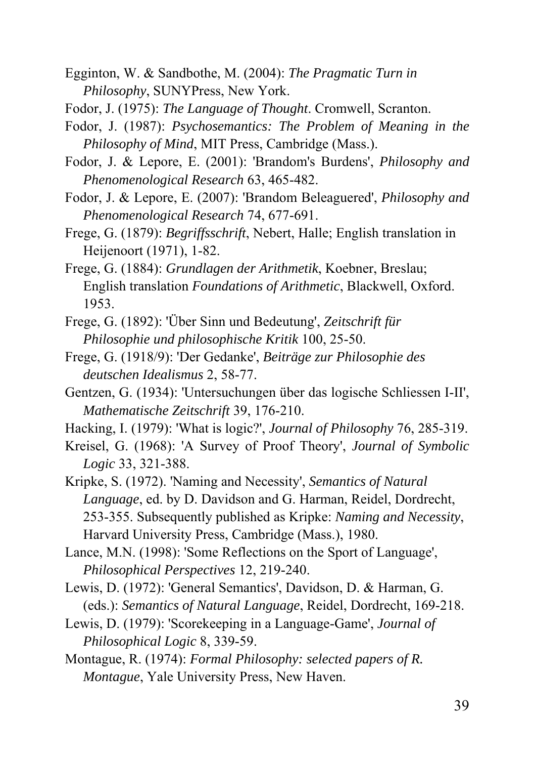Egginton, W. & Sandbothe, M. (2004): *The Pragmatic Turn in Philosophy*, SUNYPress, New York.

Fodor, J. (1975): *The Language of Thought*. Cromwell, Scranton.

Fodor, J. (1987): *Psychosemantics: The Problem of Meaning in the Philosophy of Mind*, MIT Press, Cambridge (Mass.).

Fodor, J. & Lepore, E. (2001): 'Brandom's Burdens', *Philosophy and Phenomenological Research* 63, 465-482.

Fodor, J. & Lepore, E. (2007): 'Brandom Beleaguered', *Philosophy and Phenomenological Research* 74, 677-691.

Frege, G. (1879): *Begriffsschrift*, Nebert, Halle; English translation in Heijenoort (1971), 1-82.

Frege, G. (1884): *Grundlagen der Arithmetik*, Koebner, Breslau; English translation *Foundations of Arithmetic*, Blackwell, Oxford. 1953.

Frege, G. (1892): 'Über Sinn und Bedeutung', *Zeitschrift für Philosophie und philosophische Kritik* 100, 25-50.

Frege, G. (1918/9): 'Der Gedanke', *Beiträge zur Philosophie des deutschen Idealismus* 2, 58-77.

Gentzen, G. (1934): 'Untersuchungen über das logische Schliessen I-II', *Mathematische Zeitschrift* 39, 176-210.

Hacking, I. (1979): 'What is logic?', *Journal of Philosophy* 76, 285-319.

Kreisel, G. (1968): 'A Survey of Proof Theory', *Journal of Symbolic Logic* 33, 321-388.

Kripke, S. (1972). 'Naming and Necessity', *Semantics of Natural Language*, ed. by D. Davidson and G. Harman, Reidel, Dordrecht, 253-355. Subsequently published as Kripke: *Naming and Necessity*, Harvard University Press, Cambridge (Mass.), 1980.

Lance, M.N. (1998): 'Some Reflections on the Sport of Language', *Philosophical Perspectives* 12, 219-240.

Lewis, D. (1972): 'General Semantics', Davidson, D. & Harman, G. (eds.): *Semantics of Natural Language*, Reidel, Dordrecht, 169-218.

Lewis, D. (1979): 'Scorekeeping in a Language-Game', *Journal of Philosophical Logic* 8, 339-59.

Montague, R. (1974): *Formal Philosophy: selected papers of R. Montague*, Yale University Press, New Haven.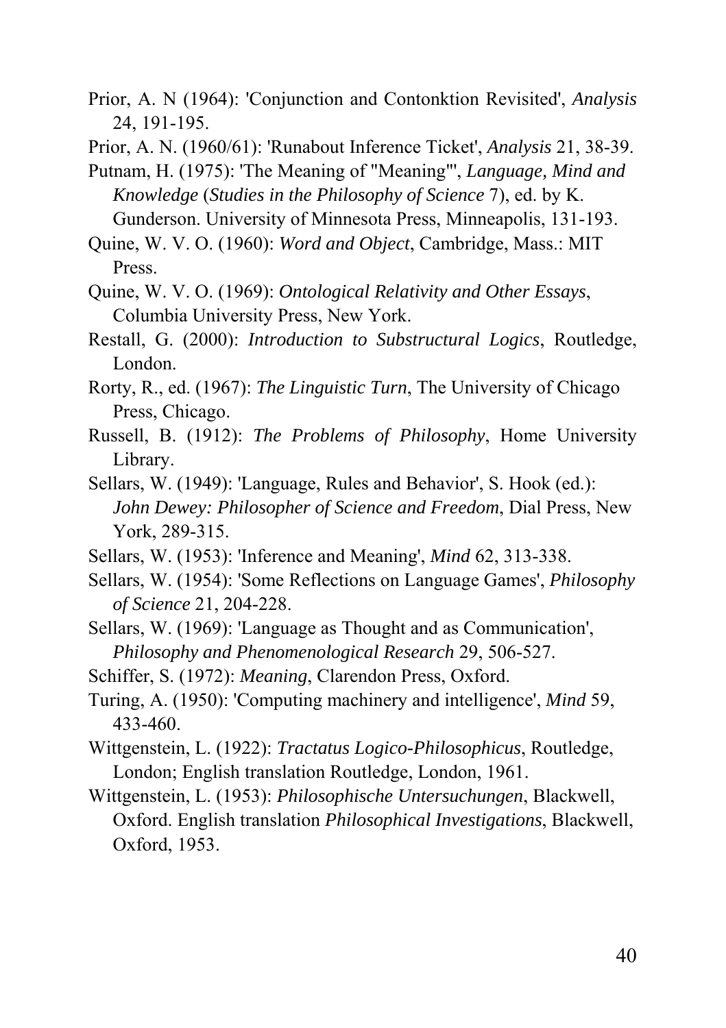Prior, A. N (1964): 'Conjunction and Contonktion Revisited', *Analysis* 24, 191-195.

Prior, A. N. (1960/61): 'Runabout Inference Ticket', *Analysis* 21, 38-39.

Putnam, H. (1975): 'The Meaning of "Meaning"', *Language, Mind and Knowledge* (*Studies in the Philosophy of Science* 7), ed. by K. Gunderson. University of Minnesota Press, Minneapolis, 131-193.

Quine, W. V. O. (1960): *Word and Object*, Cambridge, Mass.: MIT Press.

Quine, W. V. O. (1969): *Ontological Relativity and Other Essays*, Columbia University Press, New York.

Restall, G. (2000): *Introduction to Substructural Logics*, Routledge, London.

Rorty, R., ed. (1967): *The Linguistic Turn*, The University of Chicago Press, Chicago.

Russell, B. (1912): *The Problems of Philosophy*, Home University Library.

Sellars, W. (1949): 'Language, Rules and Behavior', S. Hook (ed.): *John Dewey: Philosopher of Science and Freedom*, Dial Press, New York, 289-315.

Sellars, W. (1953): 'Inference and Meaning', *Mind* 62, 313-338.

Sellars, W. (1954): 'Some Reflections on Language Games', *Philosophy of Science* 21, 204-228.

Sellars, W. (1969): 'Language as Thought and as Communication', *Philosophy and Phenomenological Research* 29, 506-527.

Schiffer, S. (1972): *Meaning*, Clarendon Press, Oxford.

Turing, A. (1950): 'Computing machinery and intelligence', *Mind* 59, 433-460.

Wittgenstein, L. (1922): *Tractatus Logico-Philosophicus*, Routledge, London; English translation Routledge, London, 1961.

Wittgenstein, L. (1953): *Philosophische Untersuchungen*, Blackwell, Oxford. English translation *Philosophical Investigations*, Blackwell, Oxford, 1953.